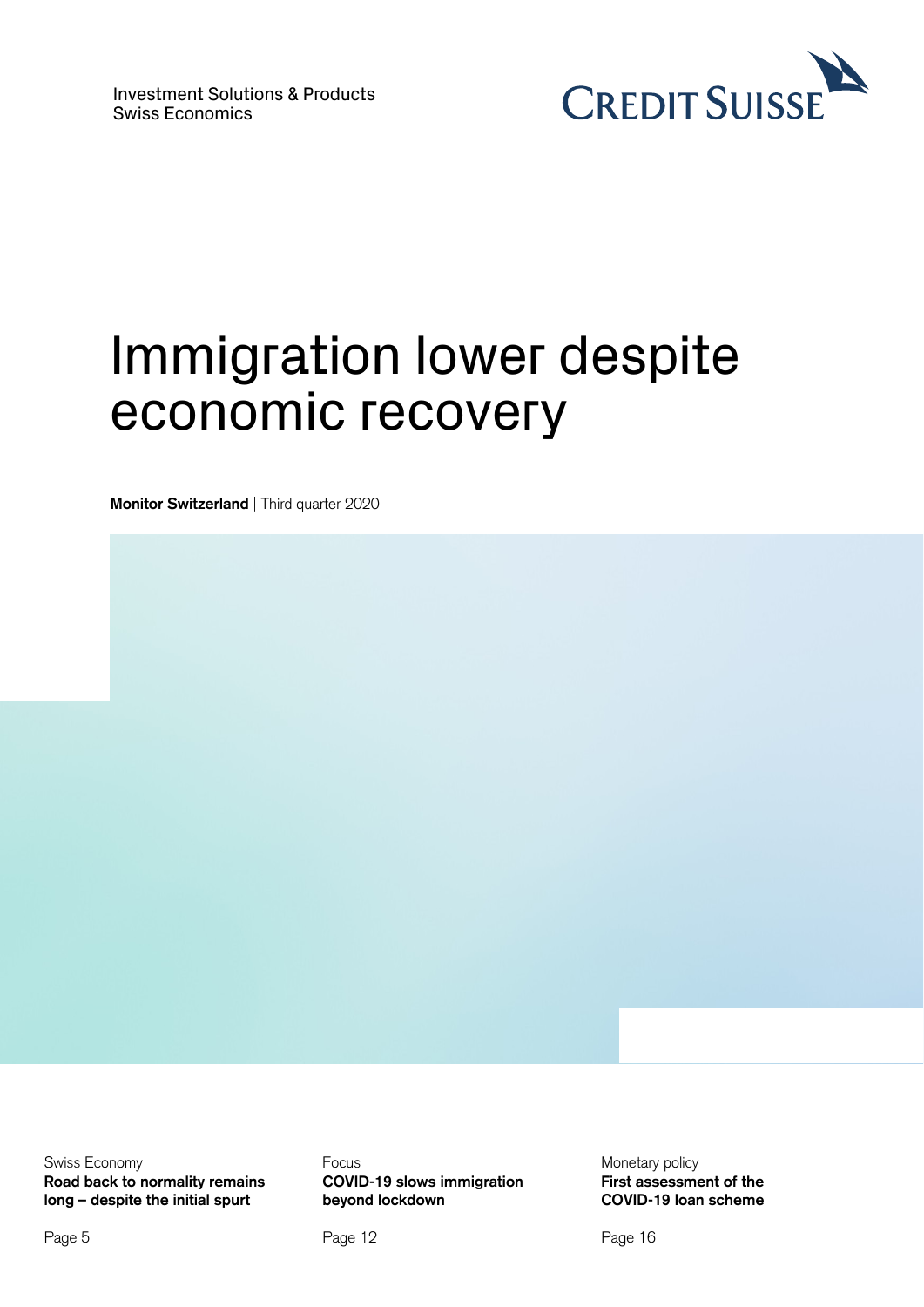Investment Solutions & Products
Swiss Economics

CREDIT SUISSE

# Immigration lower despite economic recovery

**Monitor Switzerland** | Third quarter 2020

Swiss Economy
**Road back to normality remains long – despite the initial spurt**

Page 5

Focus
**COVID-19 slows immigration beyond lockdown**

Page 12

Monetary policy
**First assessment of the COVID-19 loan scheme**

Page 16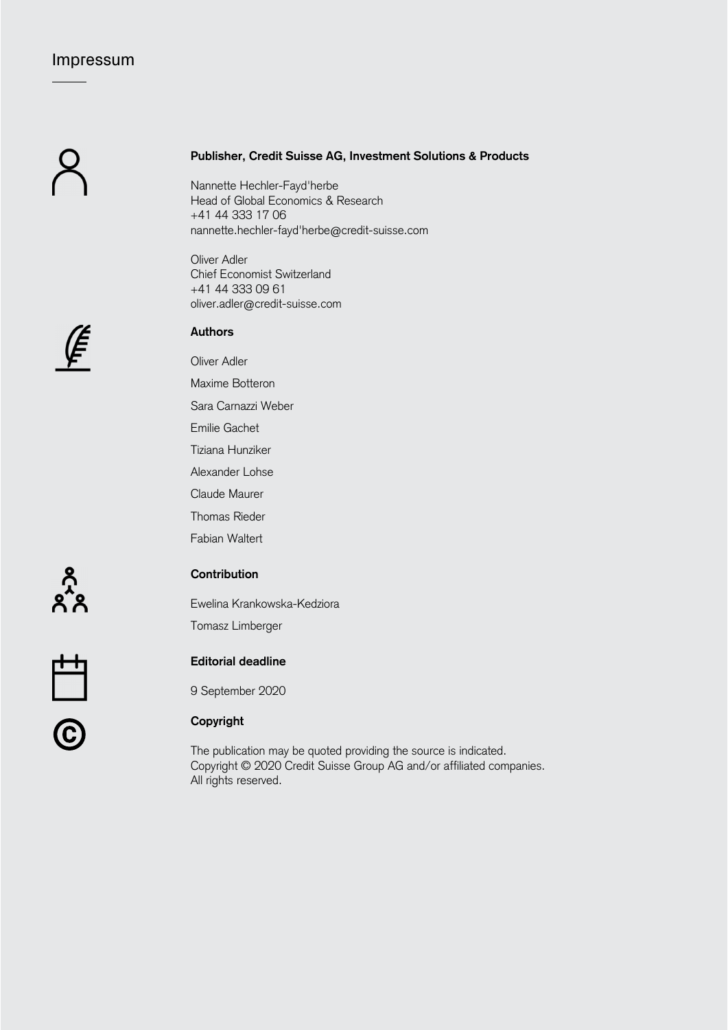# Impressum

### Publisher, Credit Suisse AG, Investment Solutions & Products

Nannette Hechler-Fayd'herbe
Head of Global Economics & Research
+41 44 333 17 06
nannette.hechler-fayd'herbe@credit-suisse.com

Oliver Adler
Chief Economist Switzerland
+41 44 333 09 61
oliver.adler@credit-suisse.com

### Authors

Oliver Adler

Maxime Botteron

Sara Carnazzi Weber

Emilie Gachet

Tiziana Hunziker

Alexander Lohse

Claude Maurer

Thomas Rieder

Fabian Waltert

### Contribution

Ewelina Krankowska-Kedziora

Tomasz Limberger

### Editorial deadline

9 September 2020

### Copyright

The publication may be quoted providing the source is indicated.
Copyright © 2020 Credit Suisse Group AG and/or affiliated companies.
All rights reserved.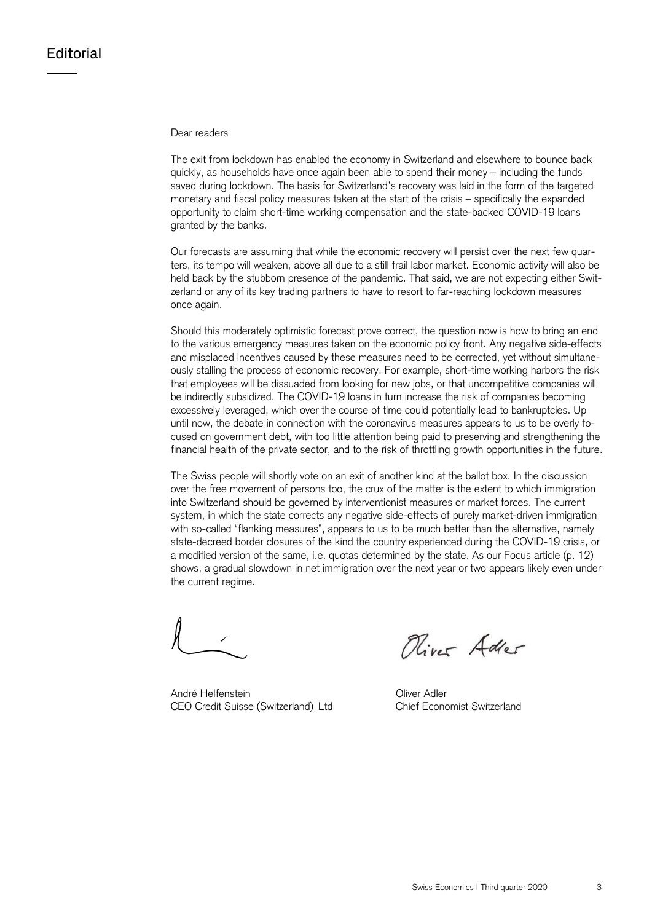# Editorial

Dear readers

The exit from lockdown has enabled the economy in Switzerland and elsewhere to bounce back quickly, as households have once again been able to spend their money – including the funds saved during lockdown. The basis for Switzerland's recovery was laid in the form of the targeted monetary and fiscal policy measures taken at the start of the crisis – specifically the expanded opportunity to claim short-time working compensation and the state-backed COVID-19 loans granted by the banks.

Our forecasts are assuming that while the economic recovery will persist over the next few quarters, its tempo will weaken, above all due to a still frail labor market. Economic activity will also be held back by the stubborn presence of the pandemic. That said, we are not expecting either Switzerland or any of its key trading partners to have to resort to far-reaching lockdown measures once again.

Should this moderately optimistic forecast prove correct, the question now is how to bring an end to the various emergency measures taken on the economic policy front. Any negative side-effects and misplaced incentives caused by these measures need to be corrected, yet without simultaneously stalling the process of economic recovery. For example, short-time working harbors the risk that employees will be dissuaded from looking for new jobs, or that uncompetitive companies will be indirectly subsidized. The COVID-19 loans in turn increase the risk of companies becoming excessively leveraged, which over the course of time could potentially lead to bankruptcies. Up until now, the debate in connection with the coronavirus measures appears to us to be overly focused on government debt, with too little attention being paid to preserving and strengthening the financial health of the private sector, and to the risk of throttling growth opportunities in the future.

The Swiss people will shortly vote on an exit of another kind at the ballot box. In the discussion over the free movement of persons too, the crux of the matter is the extent to which immigration into Switzerland should be governed by interventionist measures or market forces. The current system, in which the state corrects any negative side-effects of purely market-driven immigration with so-called "flanking measures", appears to us to be much better than the alternative, namely state-decreed border closures of the kind the country experienced during the COVID-19 crisis, or a modified version of the same, i.e. quotas determined by the state. As our Focus article (p. 12) shows, a gradual slowdown in net immigration over the next year or two appears likely even under the current regime.

André Helfenstein
CEO Credit Suisse (Switzerland) Ltd

Oliver Adler
Chief Economist Switzerland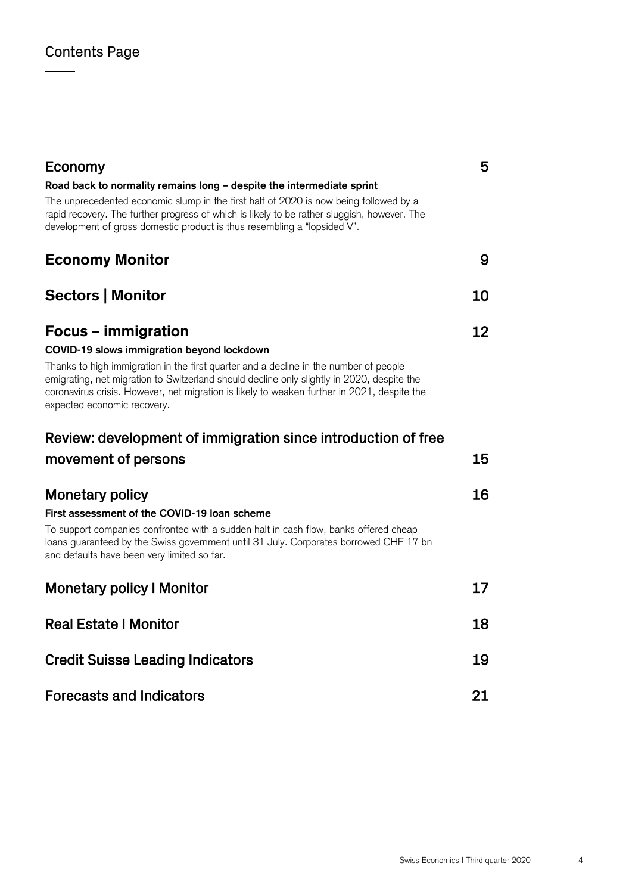# Contents Page

## Economy — 5

**Road back to normality remains long – despite the intermediate sprint**

The unprecedented economic slump in the first half of 2020 is now being followed by a rapid recovery. The further progress of which is likely to be rather sluggish, however. The development of gross domestic product is thus resembling a "lopsided V".

## Economy Monitor — 9

## Sectors | Monitor — 10

## Focus – immigration — 12

**COVID-19 slows immigration beyond lockdown**

Thanks to high immigration in the first quarter and a decline in the number of people emigrating, net migration to Switzerland should decline only slightly in 2020, despite the coronavirus crisis. However, net migration is likely to weaken further in 2021, despite the expected economic recovery.

## Review: development of immigration since introduction of free movement of persons — 15

## Monetary policy — 16

**First assessment of the COVID-19 loan scheme**

To support companies confronted with a sudden halt in cash flow, banks offered cheap loans guaranteed by the Swiss government until 31 July. Corporates borrowed CHF 17 bn and defaults have been very limited so far.

## Monetary policy I Monitor — 17

## Real Estate I Monitor — 18

## Credit Suisse Leading Indicators — 19

## Forecasts and Indicators — 21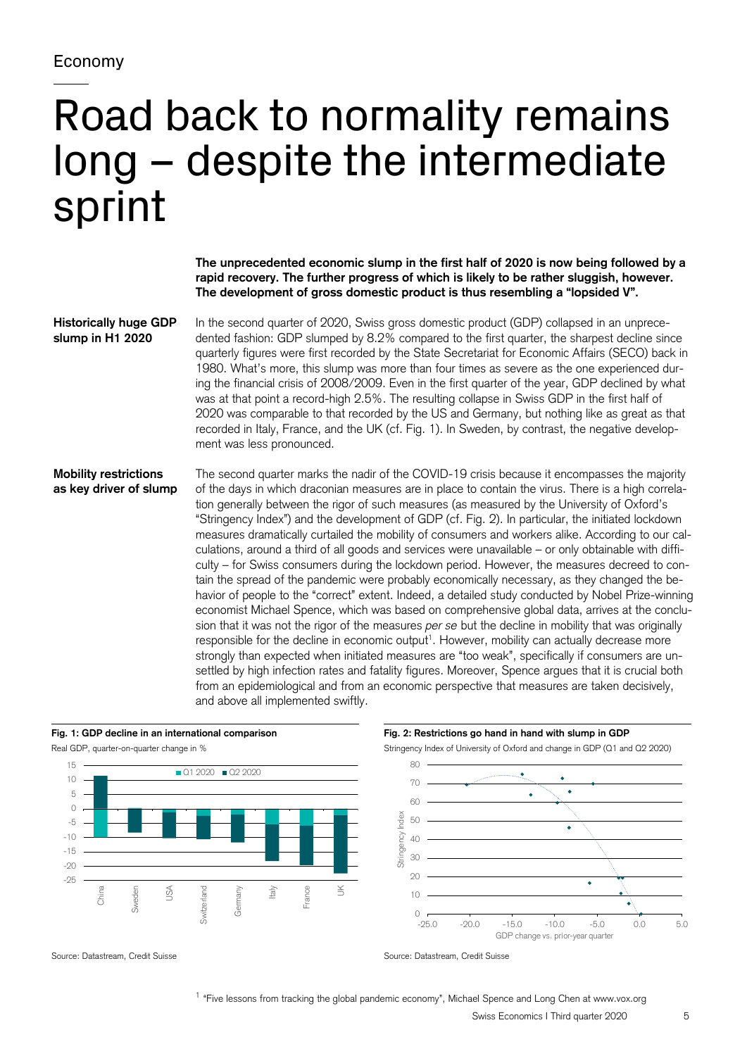Economy

# Road back to normality remains long – despite the intermediate sprint

**The unprecedented economic slump in the first half of 2020 is now being followed by a rapid recovery. The further progress of which is likely to be rather sluggish, however. The development of gross domestic product is thus resembling a "lopsided V".**

**Historically huge GDP slump in H1 2020**

In the second quarter of 2020, Swiss gross domestic product (GDP) collapsed in an unprecedented fashion: GDP slumped by 8.2% compared to the first quarter, the sharpest decline since quarterly figures were first recorded by the State Secretariat for Economic Affairs (SECO) back in 1980. What's more, this slump was more than four times as severe as the one experienced during the financial crisis of 2008/2009. Even in the first quarter of the year, GDP declined by what was at that point a record-high 2.5%. The resulting collapse in Swiss GDP in the first half of 2020 was comparable to that recorded by the US and Germany, but nothing like as great as that recorded in Italy, France, and the UK (cf. Fig. 1). In Sweden, by contrast, the negative development was less pronounced.

**Mobility restrictions as key driver of slump**

The second quarter marks the nadir of the COVID-19 crisis because it encompasses the majority of the days in which draconian measures are in place to contain the virus. There is a high correlation generally between the rigor of such measures (as measured by the University of Oxford's "Stringency Index") and the development of GDP (cf. Fig. 2). In particular, the initiated lockdown measures dramatically curtailed the mobility of consumers and workers alike. According to our calculations, around a third of all goods and services were unavailable – or only obtainable with difficulty – for Swiss consumers during the lockdown period. However, the measures decreed to contain the spread of the pandemic were probably economically necessary, as they changed the behavior of people to the "correct" extent. Indeed, a detailed study conducted by Nobel Prize-winning economist Michael Spence, which was based on comprehensive global data, arrives at the conclusion that it was not the rigor of the measures *per se* but the decline in mobility that was originally responsible for the decline in economic output[1]. However, mobility can actually decrease more strongly than expected when initiated measures are "too weak", specifically if consumers are unsettled by high infection rates and fatality figures. Moreover, Spence argues that it is crucial both from an epidemiological and from an economic perspective that measures are taken decisively, and above all implemented swiftly.

**Fig. 1: GDP decline in an international comparison**

Real GDP, quarter-on-quarter change in %

Source: Datastream, Credit Suisse

**Fig. 2: Restrictions go hand in hand with slump in GDP**

Stringency Index of University of Oxford and change in GDP (Q1 and Q2 2020)

Source: Datastream, Credit Suisse

[1] "Five lessons from tracking the global pandemic economy", Michael Spence and Long Chen at www.vox.org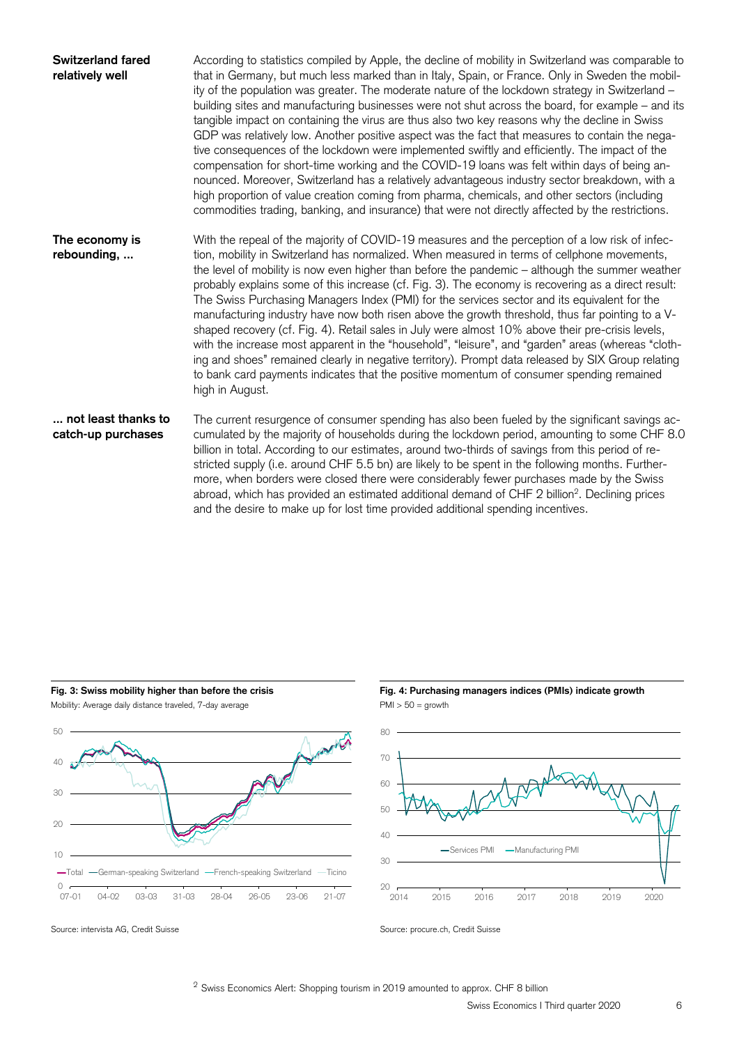**Switzerland fared relatively well**

According to statistics compiled by Apple, the decline of mobility in Switzerland was comparable to that in Germany, but much less marked than in Italy, Spain, or France. Only in Sweden the mobility of the population was greater. The moderate nature of the lockdown strategy in Switzerland – building sites and manufacturing businesses were not shut across the board, for example – and its tangible impact on containing the virus are thus also two key reasons why the decline in Swiss GDP was relatively low. Another positive aspect was the fact that measures to contain the negative consequences of the lockdown were implemented swiftly and efficiently. The impact of the compensation for short-time working and the COVID-19 loans was felt within days of being announced. Moreover, Switzerland has a relatively advantageous industry sector breakdown, with a high proportion of value creation coming from pharma, chemicals, and other sectors (including commodities trading, banking, and insurance) that were not directly affected by the restrictions.

**The economy is rebounding, ...**

With the repeal of the majority of COVID-19 measures and the perception of a low risk of infection, mobility in Switzerland has normalized. When measured in terms of cellphone movements, the level of mobility is now even higher than before the pandemic – although the summer weather probably explains some of this increase (cf. Fig. 3). The economy is recovering as a direct result: The Swiss Purchasing Managers Index (PMI) for the services sector and its equivalent for the manufacturing industry have now both risen above the growth threshold, thus far pointing to a V-shaped recovery (cf. Fig. 4). Retail sales in July were almost 10% above their pre-crisis levels, with the increase most apparent in the "household", "leisure", and "garden" areas (whereas "clothing and shoes" remained clearly in negative territory). Prompt data released by SIX Group relating to bank card payments indicates that the positive momentum of consumer spending remained high in August.

**... not least thanks to catch-up purchases**

The current resurgence of consumer spending has also been fueled by the significant savings accumulated by the majority of households during the lockdown period, amounting to some CHF 8.0 billion in total. According to our estimates, around two-thirds of savings from this period of restricted supply (i.e. around CHF 5.5 bn) are likely to be spent in the following months. Furthermore, when borders were closed there were considerably fewer purchases made by the Swiss abroad, which has provided an estimated additional demand of CHF 2 billion[2]. Declining prices and the desire to make up for lost time provided additional spending incentives.

**Fig. 3: Swiss mobility higher than before the crisis**

Mobility: Average daily distance traveled, 7-day average

Source: intervista AG, Credit Suisse

**Fig. 4: Purchasing managers indices (PMIs) indicate growth**

PMI > 50 = growth

Source: procure.ch, Credit Suisse

[2] Swiss Economics Alert: Shopping tourism in 2019 amounted to approx. CHF 8 billion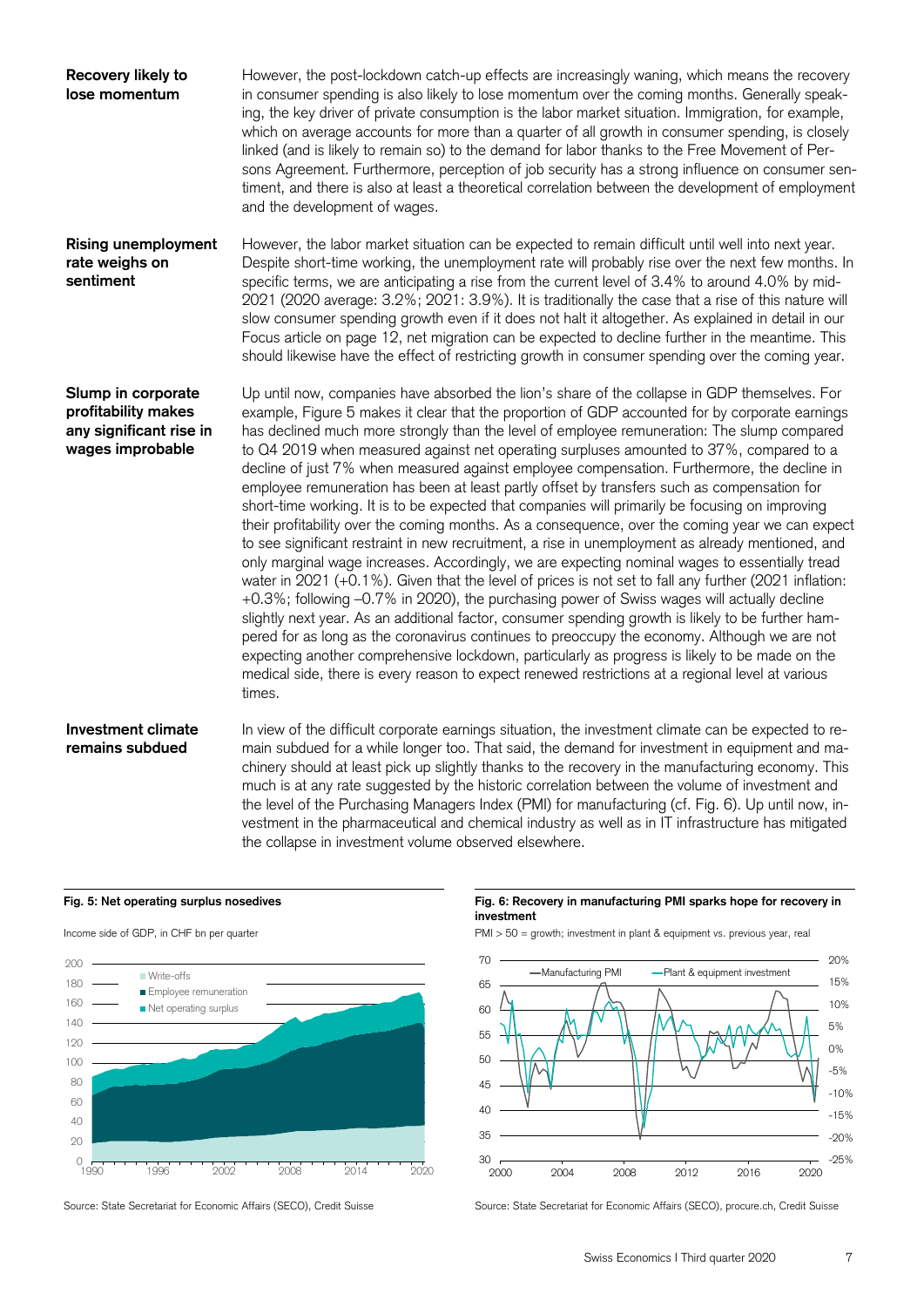**Recovery likely to lose momentum**

However, the post-lockdown catch-up effects are increasingly waning, which means the recovery in consumer spending is also likely to lose momentum over the coming months. Generally speaking, the key driver of private consumption is the labor market situation. Immigration, for example, which on average accounts for more than a quarter of all growth in consumer spending, is closely linked (and is likely to remain so) to the demand for labor thanks to the Free Movement of Persons Agreement. Furthermore, perception of job security has a strong influence on consumer sentiment, and there is also at least a theoretical correlation between the development of employment and the development of wages.

**Rising unemployment rate weighs on sentiment**

However, the labor market situation can be expected to remain difficult until well into next year. Despite short-time working, the unemployment rate will probably rise over the next few months. In specific terms, we are anticipating a rise from the current level of 3.4% to around 4.0% by mid-2021 (2020 average: 3.2%; 2021: 3.9%). It is traditionally the case that a rise of this nature will slow consumer spending growth even if it does not halt it altogether. As explained in detail in our Focus article on page 12, net migration can be expected to decline further in the meantime. This should likewise have the effect of restricting growth in consumer spending over the coming year.

**Slump in corporate profitability makes any significant rise in wages improbable**

Up until now, companies have absorbed the lion's share of the collapse in GDP themselves. For example, Figure 5 makes it clear that the proportion of GDP accounted for by corporate earnings has declined much more strongly than the level of employee remuneration: The slump compared to Q4 2019 when measured against net operating surpluses amounted to 37%, compared to a decline of just 7% when measured against employee compensation. Furthermore, the decline in employee remuneration has been at least partly offset by transfers such as compensation for short-time working. It is to be expected that companies will primarily be focusing on improving their profitability over the coming months. As a consequence, over the coming year we can expect to see significant restraint in new recruitment, a rise in unemployment as already mentioned, and only marginal wage increases. Accordingly, we are expecting nominal wages to essentially tread water in 2021 (+0.1%). Given that the level of prices is not set to fall any further (2021 inflation: +0.3%; following –0.7% in 2020), the purchasing power of Swiss wages will actually decline slightly next year. As an additional factor, consumer spending growth is likely to be further hampered for as long as the coronavirus continues to preoccupy the economy. Although we are not expecting another comprehensive lockdown, particularly as progress is likely to be made on the medical side, there is every reason to expect renewed restrictions at a regional level at various times.

**Investment climate remains subdued**

In view of the difficult corporate earnings situation, the investment climate can be expected to remain subdued for a while longer too. That said, the demand for investment in equipment and machinery should at least pick up slightly thanks to the recovery in the manufacturing economy. This much is at any rate suggested by the historic correlation between the volume of investment and the level of the Purchasing Managers Index (PMI) for manufacturing (cf. Fig. 6). Up until now, investment in the pharmaceutical and chemical industry as well as in IT infrastructure has mitigated the collapse in investment volume observed elsewhere.

**Fig. 5: Net operating surplus nosedives**

Income side of GDP, in CHF bn per quarter

Source: State Secretariat for Economic Affairs (SECO), Credit Suisse

**Fig. 6: Recovery in manufacturing PMI sparks hope for recovery in investment**

PMI > 50 = growth; investment in plant & equipment vs. previous year, real

Source: State Secretariat for Economic Affairs (SECO), procure.ch, Credit Suisse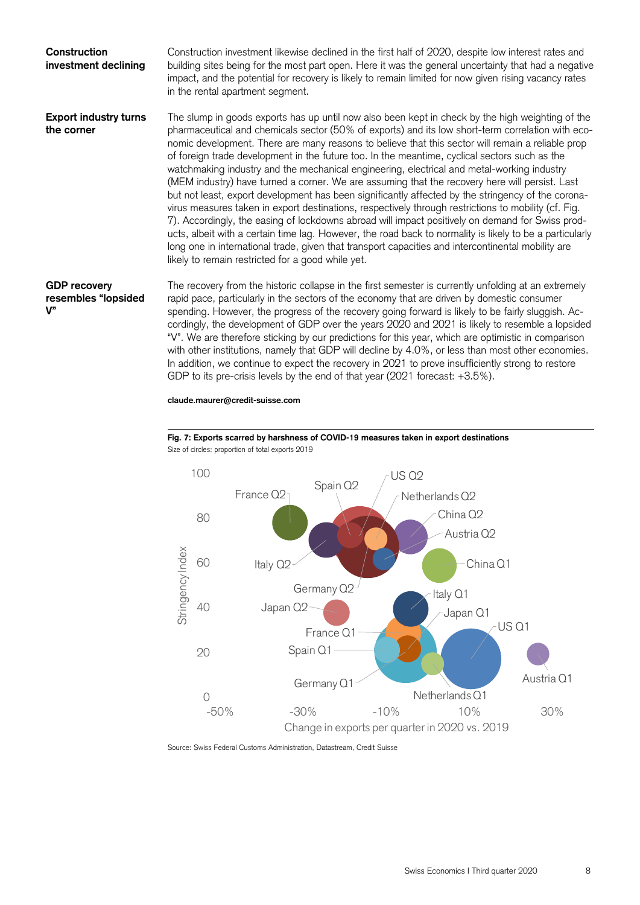**Construction investment declining**

Construction investment likewise declined in the first half of 2020, despite low interest rates and building sites being for the most part open. Here it was the general uncertainty that had a negative impact, and the potential for recovery is likely to remain limited for now given rising vacancy rates in the rental apartment segment.

**Export industry turns the corner**

The slump in goods exports has up until now also been kept in check by the high weighting of the pharmaceutical and chemicals sector (50% of exports) and its low short-term correlation with economic development. There are many reasons to believe that this sector will remain a reliable prop of foreign trade development in the future too. In the meantime, cyclical sectors such as the watchmaking industry and the mechanical engineering, electrical and metal-working industry (MEM industry) have turned a corner. We are assuming that the recovery here will persist. Last but not least, export development has been significantly affected by the stringency of the coronavirus measures taken in export destinations, respectively through restrictions to mobility (cf. Fig. 7). Accordingly, the easing of lockdowns abroad will impact positively on demand for Swiss products, albeit with a certain time lag. However, the road back to normality is likely to be a particularly long one in international trade, given that transport capacities and intercontinental mobility are likely to remain restricted for a good while yet.

**GDP recovery resembles "lopsided V"**

The recovery from the historic collapse in the first semester is currently unfolding at an extremely rapid pace, particularly in the sectors of the economy that are driven by domestic consumer spending. However, the progress of the recovery going forward is likely to be fairly sluggish. Accordingly, the development of GDP over the years 2020 and 2021 is likely to resemble a lopsided "V". We are therefore sticking by our predictions for this year, which are optimistic in comparison with other institutions, namely that GDP will decline by 4.0%, or less than most other economies. In addition, we continue to expect the recovery in 2021 to prove insufficiently strong to restore GDP to its pre-crisis levels by the end of that year (2021 forecast: +3.5%).

**claude.maurer@credit-suisse.com**

**Fig. 7: Exports scarred by harshness of COVID-19 measures taken in export destinations**

Size of circles: proportion of total exports 2019

Source: Swiss Federal Customs Administration, Datastream, Credit Suisse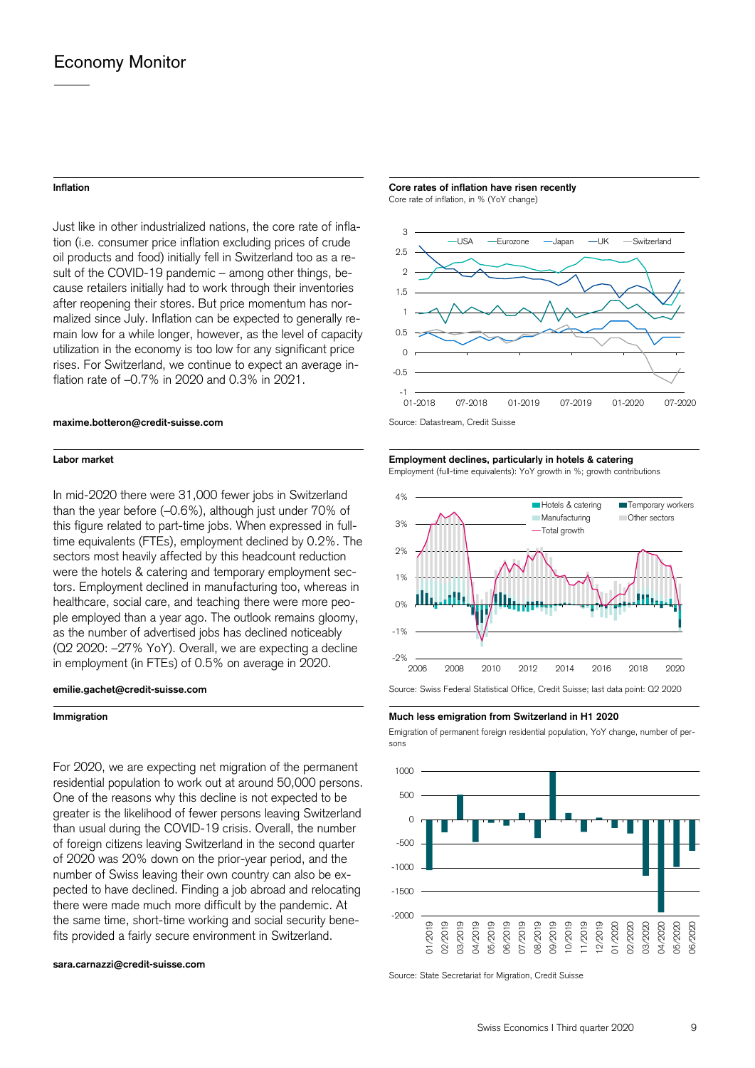# Economy Monitor

### Inflation

Just like in other industrialized nations, the core rate of inflation (i.e. consumer price inflation excluding prices of crude oil products and food) initially fell in Switzerland too as a result of the COVID-19 pandemic – among other things, because retailers initially had to work through their inventories after reopening their stores. But price momentum has normalized since July. Inflation can be expected to generally remain low for a while longer, however, as the level of capacity utilization in the economy is too low for any significant price rises. For Switzerland, we continue to expect an average inflation rate of –0.7% in 2020 and 0.3% in 2021.

**maxime.botteron@credit-suisse.com**

**Core rates of inflation have risen recently**
Core rate of inflation, in % (YoY change)

Source: Datastream, Credit Suisse

### Labor market

In mid-2020 there were 31,000 fewer jobs in Switzerland than the year before (–0.6%), although just under 70% of this figure related to part-time jobs. When expressed in full-time equivalents (FTEs), employment declined by 0.2%. The sectors most heavily affected by this headcount reduction were the hotels & catering and temporary employment sectors. Employment declined in manufacturing too, whereas in healthcare, social care, and teaching there were more people employed than a year ago. The outlook remains gloomy, as the number of advertised jobs has declined noticeably (Q2 2020: –27% YoY). Overall, we are expecting a decline in employment (in FTEs) of 0.5% on average in 2020.

**emilie.gachet@credit-suisse.com**

**Employment declines, particularly in hotels & catering**
Employment (full-time equivalents): YoY growth in %; growth contributions

Source: Swiss Federal Statistical Office, Credit Suisse; last data point: Q2 2020

### Immigration

For 2020, we are expecting net migration of the permanent residential population to work out at around 50,000 persons. One of the reasons why this decline is not expected to be greater is the likelihood of fewer persons leaving Switzerland than usual during the COVID-19 crisis. Overall, the number of foreign citizens leaving Switzerland in the second quarter of 2020 was 20% down on the prior-year period, and the number of Swiss leaving their own country can also be expected to have declined. Finding a job abroad and relocating there were made much more difficult by the pandemic. At the same time, short-time working and social security benefits provided a fairly secure environment in Switzerland.

**sara.carnazzi@credit-suisse.com**

**Much less emigration from Switzerland in H1 2020**
Emigration of permanent foreign residential population, YoY change, number of persons

Source: State Secretariat for Migration, Credit Suisse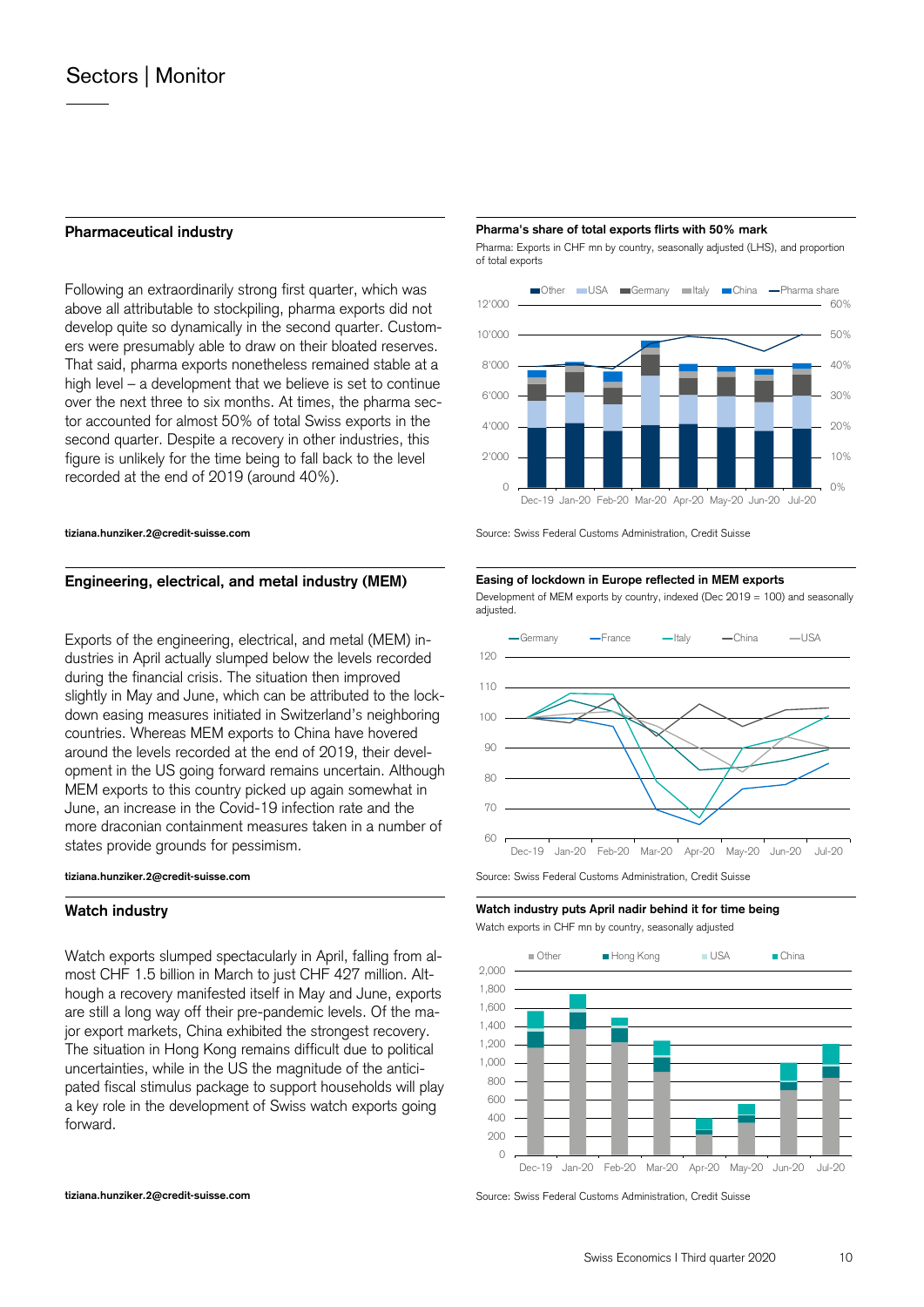## Pharmaceutical industry

Following an extraordinarily strong first quarter, which was above all attributable to stockpiling, pharma exports did not develop quite so dynamically in the second quarter. Customers were presumably able to draw on their bloated reserves. That said, pharma exports nonetheless remained stable at a high level – a development that we believe is set to continue over the next three to six months. At times, the pharma sector accounted for almost 50% of total Swiss exports in the second quarter. Despite a recovery in other industries, this figure is unlikely for the time being to fall back to the level recorded at the end of 2019 (around 40%).

**tiziana.hunziker.2@credit-suisse.com**

**Pharma's share of total exports flirts with 50% mark**

Pharma: Exports in CHF mn by country, seasonally adjusted (LHS), and proportion of total exports

Source: Swiss Federal Customs Administration, Credit Suisse

## Engineering, electrical, and metal industry (MEM)

Exports of the engineering, electrical, and metal (MEM) industries in April actually slumped below the levels recorded during the financial crisis. The situation then improved slightly in May and June, which can be attributed to the lockdown easing measures initiated in Switzerland's neighboring countries. Whereas MEM exports to China have hovered around the levels recorded at the end of 2019, their development in the US going forward remains uncertain. Although MEM exports to this country picked up again somewhat in June, an increase in the Covid-19 infection rate and the more draconian containment measures taken in a number of states provide grounds for pessimism.

**tiziana.hunziker.2@credit-suisse.com**

**Easing of lockdown in Europe reflected in MEM exports**

Development of MEM exports by country, indexed (Dec 2019 = 100) and seasonally adjusted.

Source: Swiss Federal Customs Administration, Credit Suisse

## Watch industry

Watch exports slumped spectacularly in April, falling from almost CHF 1.5 billion in March to just CHF 427 million. Although a recovery manifested itself in May and June, exports are still a long way off their pre-pandemic levels. Of the major export markets, China exhibited the strongest recovery. The situation in Hong Kong remains difficult due to political uncertainties, while in the US the magnitude of the anticipated fiscal stimulus package to support households will play a key role in the development of Swiss watch exports going forward.

**tiziana.hunziker.2@credit-suisse.com**

**Watch industry puts April nadir behind it for time being**

Watch exports in CHF mn by country, seasonally adjusted

Source: Swiss Federal Customs Administration, Credit Suisse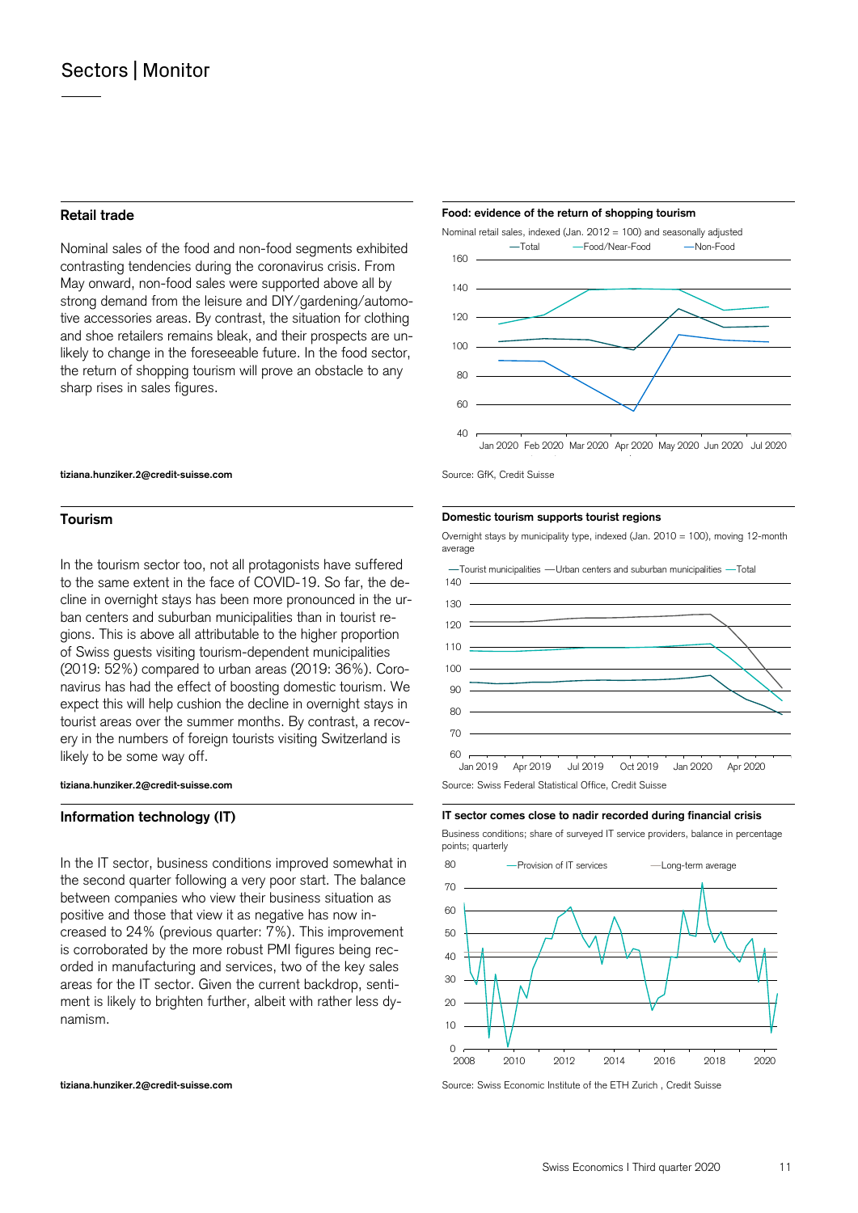## Retail trade

Nominal sales of the food and non-food segments exhibited contrasting tendencies during the coronavirus crisis. From May onward, non-food sales were supported above all by strong demand from the leisure and DIY/gardening/automotive accessories areas. By contrast, the situation for clothing and shoe retailers remains bleak, and their prospects are unlikely to change in the foreseeable future. In the food sector, the return of shopping tourism will prove an obstacle to any sharp rises in sales figures.

tiziana.hunziker.2@credit-suisse.com

**Food: evidence of the return of shopping tourism**

Nominal retail sales, indexed (Jan. 2012 = 100) and seasonally adjusted

Source: GfK, Credit Suisse

## Tourism

In the tourism sector too, not all protagonists have suffered to the same extent in the face of COVID-19. So far, the decline in overnight stays has been more pronounced in the urban centers and suburban municipalities than in tourist regions. This is above all attributable to the higher proportion of Swiss guests visiting tourism-dependent municipalities (2019: 52%) compared to urban areas (2019: 36%). Coronavirus has had the effect of boosting domestic tourism. We expect this will help cushion the decline in overnight stays in tourist areas over the summer months. By contrast, a recovery in the numbers of foreign tourists visiting Switzerland is likely to be some way off.

tiziana.hunziker.2@credit-suisse.com

**Domestic tourism supports tourist regions**

Overnight stays by municipality type, indexed (Jan. 2010 = 100), moving 12-month average

Source: Swiss Federal Statistical Office, Credit Suisse

## Information technology (IT)

In the IT sector, business conditions improved somewhat in the second quarter following a very poor start. The balance between companies who view their business situation as positive and those that view it as negative has now increased to 24% (previous quarter: 7%). This improvement is corroborated by the more robust PMI figures being recorded in manufacturing and services, two of the key sales areas for the IT sector. Given the current backdrop, sentiment is likely to brighten further, albeit with rather less dynamism.

tiziana.hunziker.2@credit-suisse.com

**IT sector comes close to nadir recorded during financial crisis**

Business conditions; share of surveyed IT service providers, balance in percentage points; quarterly

Source: Swiss Economic Institute of the ETH Zurich , Credit Suisse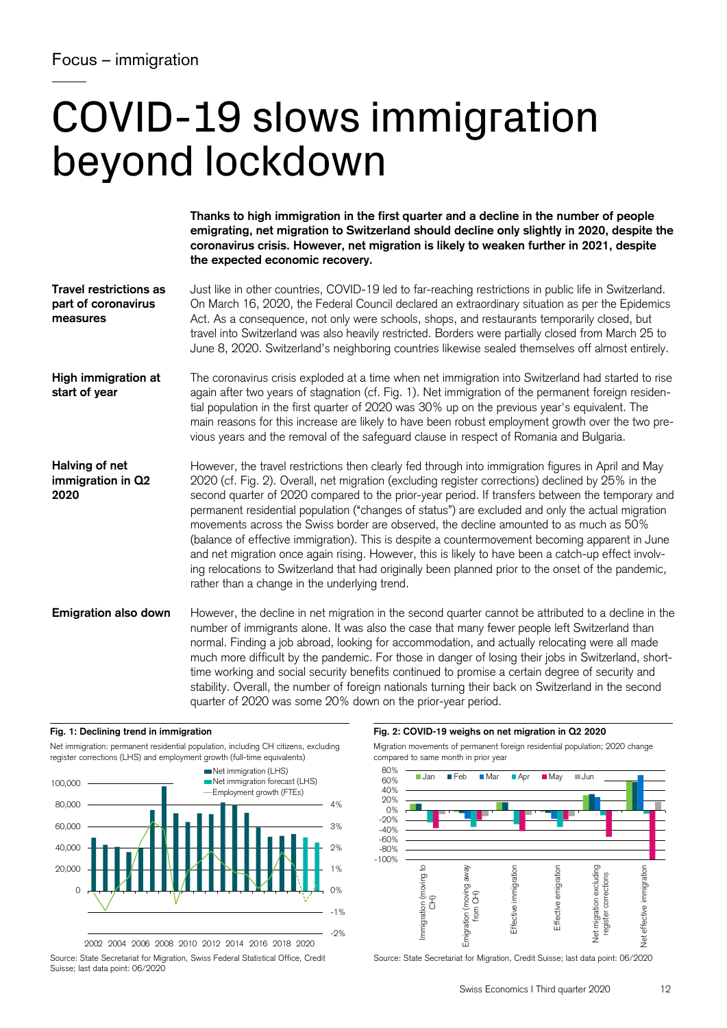Focus – immigration

# COVID-19 slows immigration beyond lockdown

**Thanks to high immigration in the first quarter and a decline in the number of people emigrating, net migration to Switzerland should decline only slightly in 2020, despite the coronavirus crisis. However, net migration is likely to weaken further in 2021, despite the expected economic recovery.**

**Travel restrictions as part of coronavirus measures**

Just like in other countries, COVID-19 led to far-reaching restrictions in public life in Switzerland. On March 16, 2020, the Federal Council declared an extraordinary situation as per the Epidemics Act. As a consequence, not only were schools, shops, and restaurants temporarily closed, but travel into Switzerland was also heavily restricted. Borders were partially closed from March 25 to June 8, 2020. Switzerland's neighboring countries likewise sealed themselves off almost entirely.

**High immigration at start of year**

The coronavirus crisis exploded at a time when net immigration into Switzerland had started to rise again after two years of stagnation (cf. Fig. 1). Net immigration of the permanent foreign residential population in the first quarter of 2020 was 30% up on the previous year's equivalent. The main reasons for this increase are likely to have been robust employment growth over the two previous years and the removal of the safeguard clause in respect of Romania and Bulgaria.

**Halving of net immigration in Q2 2020**

However, the travel restrictions then clearly fed through into immigration figures in April and May 2020 (cf. Fig. 2). Overall, net migration (excluding register corrections) declined by 25% in the second quarter of 2020 compared to the prior-year period. If transfers between the temporary and permanent residential population ("changes of status") are excluded and only the actual migration movements across the Swiss border are observed, the decline amounted to as much as 50% (balance of effective immigration). This is despite a countermovement becoming apparent in June and net migration once again rising. However, this is likely to have been a catch-up effect involving relocations to Switzerland that had originally been planned prior to the onset of the pandemic, rather than a change in the underlying trend.

**Emigration also down**

However, the decline in net migration in the second quarter cannot be attributed to a decline in the number of immigrants alone. It was also the case that many fewer people left Switzerland than normal. Finding a job abroad, looking for accommodation, and actually relocating were all made much more difficult by the pandemic. For those in danger of losing their jobs in Switzerland, short-time working and social security benefits continued to promise a certain degree of security and stability. Overall, the number of foreign nationals turning their back on Switzerland in the second quarter of 2020 was some 20% down on the prior-year period.

**Fig. 1: Declining trend in immigration**

Net immigration: permanent residential population, including CH citizens, excluding register corrections (LHS) and employment growth (full-time equivalents)

Source: State Secretariat for Migration, Swiss Federal Statistical Office, Credit Suisse; last data point: 06/2020

**Fig. 2: COVID-19 weighs on net migration in Q2 2020**

Migration movements of permanent foreign residential population; 2020 change compared to same month in prior year

Source: State Secretariat for Migration, Credit Suisse; last data point: 06/2020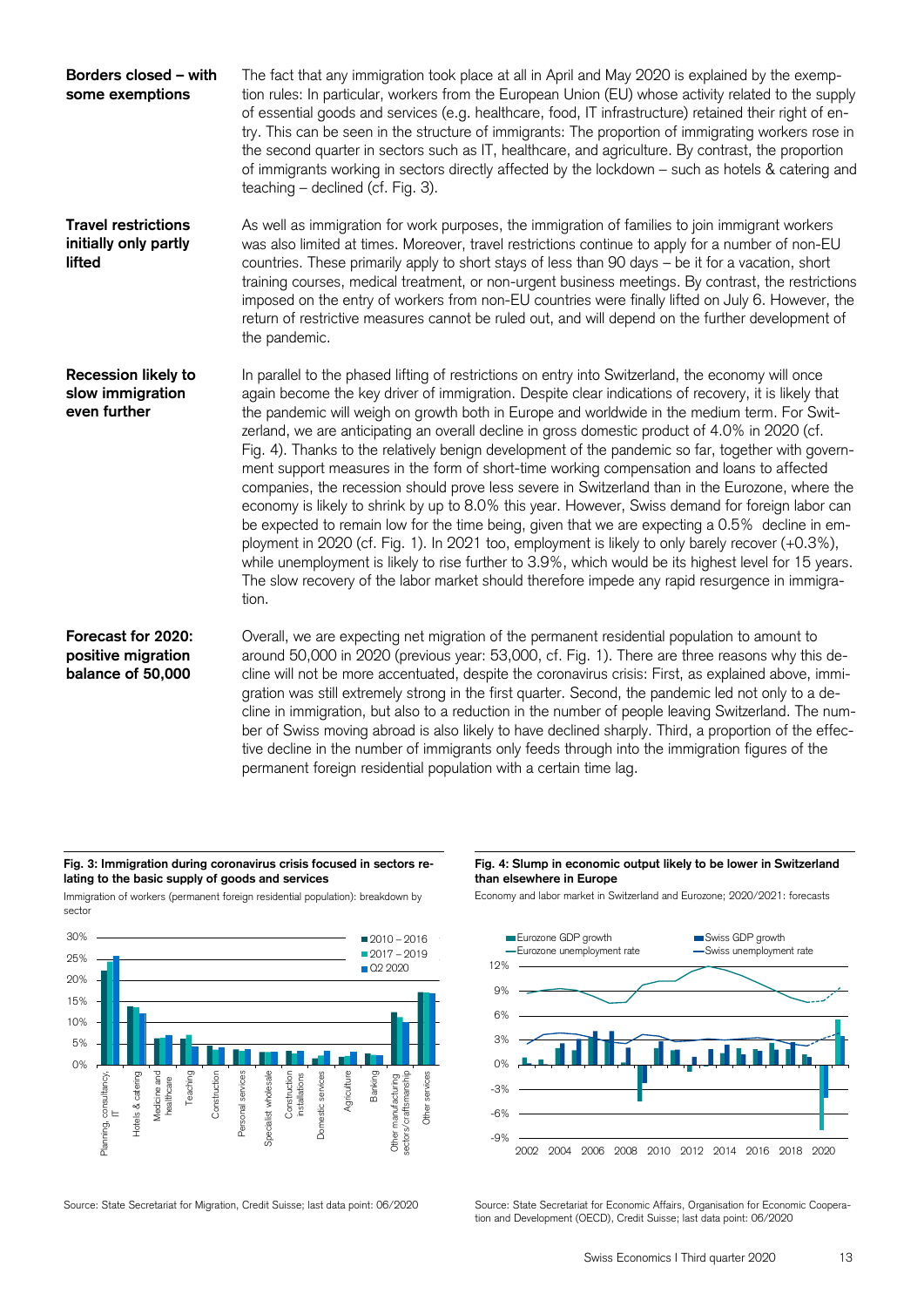**Borders closed – with some exemptions**

The fact that any immigration took place at all in April and May 2020 is explained by the exemption rules: In particular, workers from the European Union (EU) whose activity related to the supply of essential goods and services (e.g. healthcare, food, IT infrastructure) retained their right of entry. This can be seen in the structure of immigrants: The proportion of immigrating workers rose in the second quarter in sectors such as IT, healthcare, and agriculture. By contrast, the proportion of immigrants working in sectors directly affected by the lockdown – such as hotels & catering and teaching – declined (cf. Fig. 3).

**Travel restrictions initially only partly lifted**

As well as immigration for work purposes, the immigration of families to join immigrant workers was also limited at times. Moreover, travel restrictions continue to apply for a number of non-EU countries. These primarily apply to short stays of less than 90 days – be it for a vacation, short training courses, medical treatment, or non-urgent business meetings. By contrast, the restrictions imposed on the entry of workers from non-EU countries were finally lifted on July 6. However, the return of restrictive measures cannot be ruled out, and will depend on the further development of the pandemic.

**Recession likely to slow immigration even further**

In parallel to the phased lifting of restrictions on entry into Switzerland, the economy will once again become the key driver of immigration. Despite clear indications of recovery, it is likely that the pandemic will weigh on growth both in Europe and worldwide in the medium term. For Switzerland, we are anticipating an overall decline in gross domestic product of 4.0% in 2020 (cf. Fig. 4). Thanks to the relatively benign development of the pandemic so far, together with government support measures in the form of short-time working compensation and loans to affected companies, the recession should prove less severe in Switzerland than in the Eurozone, where the economy is likely to shrink by up to 8.0% this year. However, Swiss demand for foreign labor can be expected to remain low for the time being, given that we are expecting a 0.5% decline in employment in 2020 (cf. Fig. 1). In 2021 too, employment is likely to only barely recover (+0.3%), while unemployment is likely to rise further to 3.9%, which would be its highest level for 15 years. The slow recovery of the labor market should therefore impede any rapid resurgence in immigration.

**Forecast for 2020: positive migration balance of 50,000**

Overall, we are expecting net migration of the permanent residential population to amount to around 50,000 in 2020 (previous year: 53,000, cf. Fig. 1). There are three reasons why this decline will not be more accentuated, despite the coronavirus crisis: First, as explained above, immigration was still extremely strong in the first quarter. Second, the pandemic led not only to a decline in immigration, but also to a reduction in the number of people leaving Switzerland. The number of Swiss moving abroad is also likely to have declined sharply. Third, a proportion of the effective decline in the number of immigrants only feeds through into the immigration figures of the permanent foreign residential population with a certain time lag.

**Fig. 3: Immigration during coronavirus crisis focused in sectors relating to the basic supply of goods and services**

Immigration of workers (permanent foreign residential population): breakdown by sector

Source: State Secretariat for Migration, Credit Suisse; last data point: 06/2020

**Fig. 4: Slump in economic output likely to be lower in Switzerland than elsewhere in Europe**

Economy and labor market in Switzerland and Eurozone; 2020/2021: forecasts

Source: State Secretariat for Economic Affairs, Organisation for Economic Cooperation and Development (OECD), Credit Suisse; last data point: 06/2020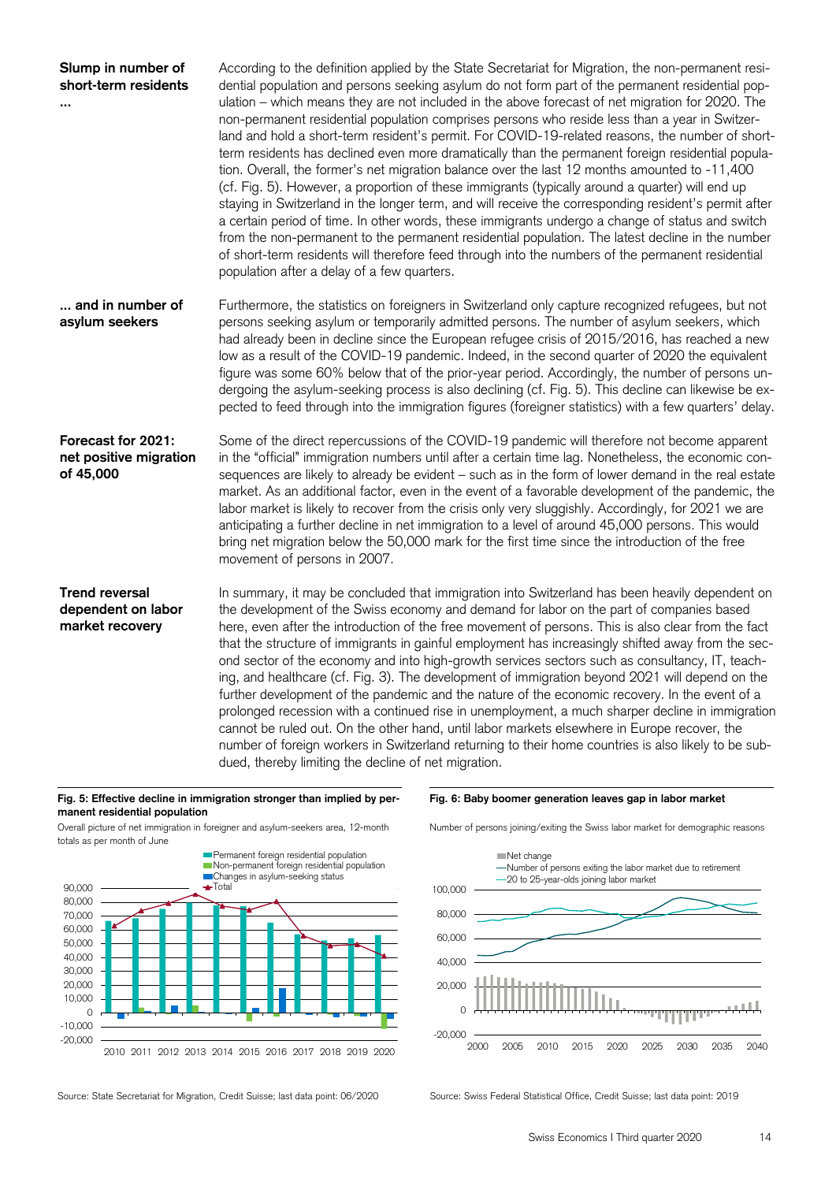**Slump in number of short-term residents ...**

According to the definition applied by the State Secretariat for Migration, the non-permanent residential population and persons seeking asylum do not form part of the permanent residential population – which means they are not included in the above forecast of net migration for 2020. The non-permanent residential population comprises persons who reside less than a year in Switzerland and hold a short-term resident's permit. For COVID-19-related reasons, the number of short-term residents has declined even more dramatically than the permanent foreign residential population. Overall, the former's net migration balance over the last 12 months amounted to -11,400 (cf. Fig. 5). However, a proportion of these immigrants (typically around a quarter) will end up staying in Switzerland in the longer term, and will receive the corresponding resident's permit after a certain period of time. In other words, these immigrants undergo a change of status and switch from the non-permanent to the permanent residential population. The latest decline in the number of short-term residents will therefore feed through into the numbers of the permanent residential population after a delay of a few quarters.

**... and in number of asylum seekers**

Furthermore, the statistics on foreigners in Switzerland only capture recognized refugees, but not persons seeking asylum or temporarily admitted persons. The number of asylum seekers, which had already been in decline since the European refugee crisis of 2015/2016, has reached a new low as a result of the COVID-19 pandemic. Indeed, in the second quarter of 2020 the equivalent figure was some 60% below that of the prior-year period. Accordingly, the number of persons undergoing the asylum-seeking process is also declining (cf. Fig. 5). This decline can likewise be expected to feed through into the immigration figures (foreigner statistics) with a few quarters' delay.

**Forecast for 2021: net positive migration of 45,000**

Some of the direct repercussions of the COVID-19 pandemic will therefore not become apparent in the "official" immigration numbers until after a certain time lag. Nonetheless, the economic consequences are likely to already be evident – such as in the form of lower demand in the real estate market. As an additional factor, even in the event of a favorable development of the pandemic, the labor market is likely to recover from the crisis only very sluggishly. Accordingly, for 2021 we are anticipating a further decline in net immigration to a level of around 45,000 persons. This would bring net migration below the 50,000 mark for the first time since the introduction of the free movement of persons in 2007.

**Trend reversal dependent on labor market recovery**

In summary, it may be concluded that immigration into Switzerland has been heavily dependent on the development of the Swiss economy and demand for labor on the part of companies based here, even after the introduction of the free movement of persons. This is also clear from the fact that the structure of immigrants in gainful employment has increasingly shifted away from the second sector of the economy and into high-growth services sectors such as consultancy, IT, teaching, and healthcare (cf. Fig. 3). The development of immigration beyond 2021 will depend on the further development of the pandemic and the nature of the economic recovery. In the event of a prolonged recession with a continued rise in unemployment, a much sharper decline in immigration cannot be ruled out. On the other hand, until labor markets elsewhere in Europe recover, the number of foreign workers in Switzerland returning to their home countries is also likely to be subdued, thereby limiting the decline of net migration.

**Fig. 5: Effective decline in immigration stronger than implied by permanent residential population**

Overall picture of net immigration in foreigner and asylum-seekers area, 12-month totals as per month of June

Source: State Secretariat for Migration, Credit Suisse; last data point: 06/2020

**Fig. 6: Baby boomer generation leaves gap in labor market**

Number of persons joining/exiting the Swiss labor market for demographic reasons

Source: Swiss Federal Statistical Office, Credit Suisse; last data point: 2019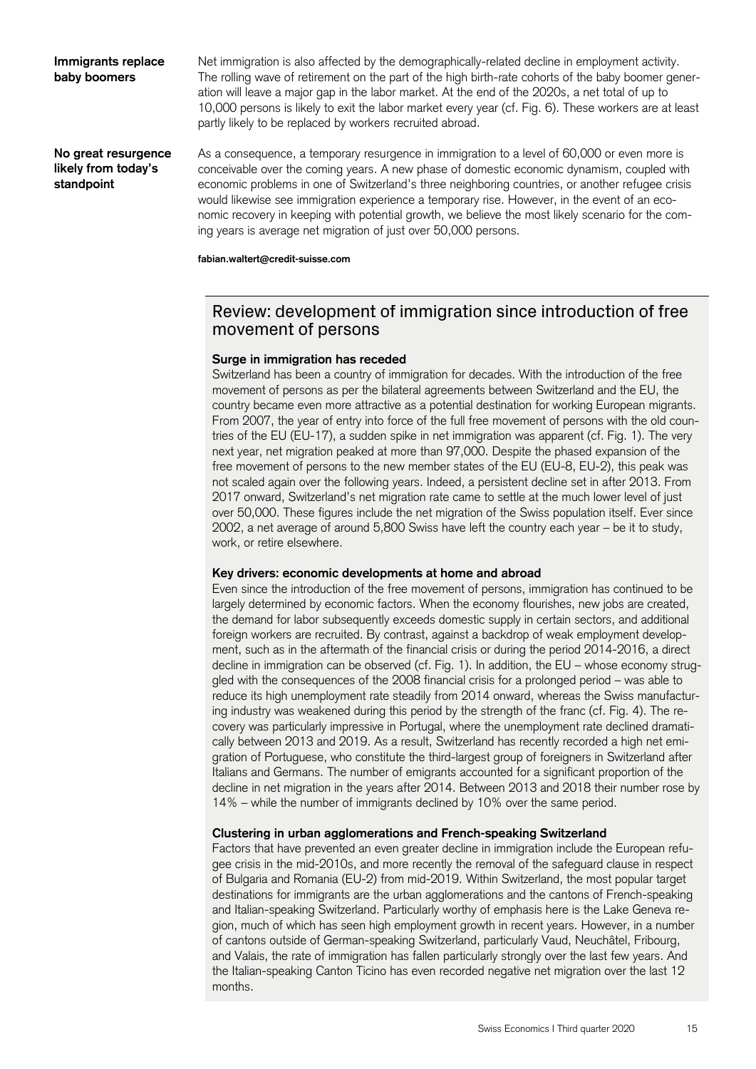**Immigrants replace baby boomers**

Net immigration is also affected by the demographically-related decline in employment activity. The rolling wave of retirement on the part of the high birth-rate cohorts of the baby boomer generation will leave a major gap in the labor market. At the end of the 2020s, a net total of up to 10,000 persons is likely to exit the labor market every year (cf. Fig. 6). These workers are at least partly likely to be replaced by workers recruited abroad.

**No great resurgence likely from today's standpoint**

As a consequence, a temporary resurgence in immigration to a level of 60,000 or even more is conceivable over the coming years. A new phase of domestic economic dynamism, coupled with economic problems in one of Switzerland's three neighboring countries, or another refugee crisis would likewise see immigration experience a temporary rise. However, in the event of an economic recovery in keeping with potential growth, we believe the most likely scenario for the coming years is average net migration of just over 50,000 persons.

**fabian.waltert@credit-suisse.com**

## Review: development of immigration since introduction of free movement of persons

**Surge in immigration has receded**

Switzerland has been a country of immigration for decades. With the introduction of the free movement of persons as per the bilateral agreements between Switzerland and the EU, the country became even more attractive as a potential destination for working European migrants. From 2007, the year of entry into force of the full free movement of persons with the old countries of the EU (EU-17), a sudden spike in net immigration was apparent (cf. Fig. 1). The very next year, net migration peaked at more than 97,000. Despite the phased expansion of the free movement of persons to the new member states of the EU (EU-8, EU-2), this peak was not scaled again over the following years. Indeed, a persistent decline set in after 2013. From 2017 onward, Switzerland's net migration rate came to settle at the much lower level of just over 50,000. These figures include the net migration of the Swiss population itself. Ever since 2002, a net average of around 5,800 Swiss have left the country each year – be it to study, work, or retire elsewhere.

**Key drivers: economic developments at home and abroad**

Even since the introduction of the free movement of persons, immigration has continued to be largely determined by economic factors. When the economy flourishes, new jobs are created, the demand for labor subsequently exceeds domestic supply in certain sectors, and additional foreign workers are recruited. By contrast, against a backdrop of weak employment development, such as in the aftermath of the financial crisis or during the period 2014-2016, a direct decline in immigration can be observed (cf. Fig. 1). In addition, the EU – whose economy struggled with the consequences of the 2008 financial crisis for a prolonged period – was able to reduce its high unemployment rate steadily from 2014 onward, whereas the Swiss manufacturing industry was weakened during this period by the strength of the franc (cf. Fig. 4). The recovery was particularly impressive in Portugal, where the unemployment rate declined dramatically between 2013 and 2019. As a result, Switzerland has recently recorded a high net emigration of Portuguese, who constitute the third-largest group of foreigners in Switzerland after Italians and Germans. The number of emigrants accounted for a significant proportion of the decline in net migration in the years after 2014. Between 2013 and 2018 their number rose by 14% – while the number of immigrants declined by 10% over the same period.

**Clustering in urban agglomerations and French-speaking Switzerland**

Factors that have prevented an even greater decline in immigration include the European refugee crisis in the mid-2010s, and more recently the removal of the safeguard clause in respect of Bulgaria and Romania (EU-2) from mid-2019. Within Switzerland, the most popular target destinations for immigrants are the urban agglomerations and the cantons of French-speaking and Italian-speaking Switzerland. Particularly worthy of emphasis here is the Lake Geneva region, much of which has seen high employment growth in recent years. However, in a number of cantons outside of German-speaking Switzerland, particularly Vaud, Neuchâtel, Fribourg, and Valais, the rate of immigration has fallen particularly strongly over the last few years. And the Italian-speaking Canton Ticino has even recorded negative net migration over the last 12 months.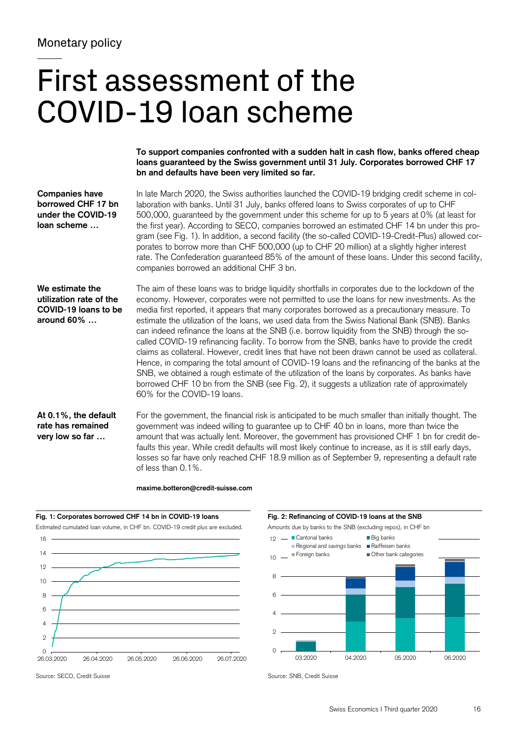Monetary policy

# First assessment of the COVID-19 loan scheme

**To support companies confronted with a sudden halt in cash flow, banks offered cheap loans guaranteed by the Swiss government until 31 July. Corporates borrowed CHF 17 bn and defaults have been very limited so far.**

**Companies have borrowed CHF 17 bn under the COVID-19 loan scheme …**

In late March 2020, the Swiss authorities launched the COVID-19 bridging credit scheme in collaboration with banks. Until 31 July, banks offered loans to Swiss corporates of up to CHF 500,000, guaranteed by the government under this scheme for up to 5 years at 0% (at least for the first year). According to SECO, companies borrowed an estimated CHF 14 bn under this program (see Fig. 1). In addition, a second facility (the so-called COVID-19-Credit-Plus) allowed corporates to borrow more than CHF 500,000 (up to CHF 20 million) at a slightly higher interest rate. The Confederation guaranteed 85% of the amount of these loans. Under this second facility, companies borrowed an additional CHF 3 bn.

**We estimate the utilization rate of the COVID-19 loans to be around 60% …**

The aim of these loans was to bridge liquidity shortfalls in corporates due to the lockdown of the economy. However, corporates were not permitted to use the loans for new investments. As the media first reported, it appears that many corporates borrowed as a precautionary measure. To estimate the utilization of the loans, we used data from the Swiss National Bank (SNB). Banks can indeed refinance the loans at the SNB (i.e. borrow liquidity from the SNB) through the so-called COVID-19 refinancing facility. To borrow from the SNB, banks have to provide the credit claims as collateral. However, credit lines that have not been drawn cannot be used as collateral. Hence, in comparing the total amount of COVID-19 loans and the refinancing of the banks at the SNB, we obtained a rough estimate of the utilization of the loans by corporates. As banks have borrowed CHF 10 bn from the SNB (see Fig. 2), it suggests a utilization rate of approximately 60% for the COVID-19 loans.

**At 0.1%, the default rate has remained very low so far …**

For the government, the financial risk is anticipated to be much smaller than initially thought. The government was indeed willing to guarantee up to CHF 40 bn in loans, more than twice the amount that was actually lent. Moreover, the government has provisioned CHF 1 bn for credit defaults this year. While credit defaults will most likely continue to increase, as it is still early days, losses so far have only reached CHF 18.9 million as of September 9, representing a default rate of less than 0.1%.

maxime.botteron@credit-suisse.com

**Fig. 1: Corporates borrowed CHF 14 bn in COVID-19 loans**

Estimated cumulated loan volume, in CHF bn. COVID-19 credit plus are excluded.

Source: SECO, Credit Suisse

**Fig. 2: Refinancing of COVID-19 loans at the SNB**

Amounts due by banks to the SNB (excluding repos), in CHF bn

Source: SNB, Credit Suisse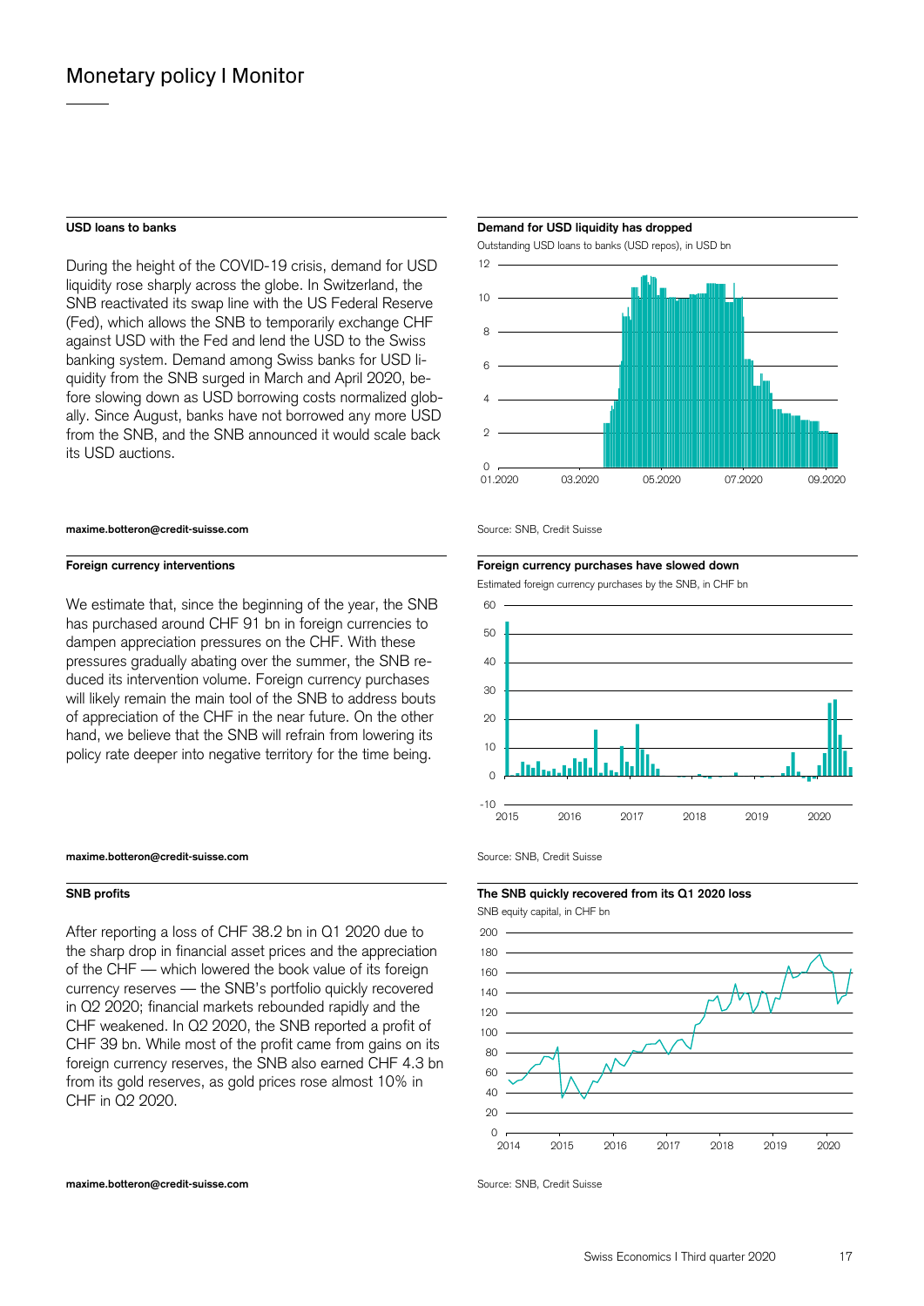## Monetary policy I Monitor

### USD loans to banks

During the height of the COVID-19 crisis, demand for USD liquidity rose sharply across the globe. In Switzerland, the SNB reactivated its swap line with the US Federal Reserve (Fed), which allows the SNB to temporarily exchange CHF against USD with the Fed and lend the USD to the Swiss banking system. Demand among Swiss banks for USD liquidity from the SNB surged in March and April 2020, before slowing down as USD borrowing costs normalized globally. Since August, banks have not borrowed any more USD from the SNB, and the SNB announced it would scale back its USD auctions.

**maxime.botteron@credit-suisse.com**

**Demand for USD liquidity has dropped**

Outstanding USD loans to banks (USD repos), in USD bn

Source: SNB, Credit Suisse

### Foreign currency interventions

We estimate that, since the beginning of the year, the SNB has purchased around CHF 91 bn in foreign currencies to dampen appreciation pressures on the CHF. With these pressures gradually abating over the summer, the SNB reduced its intervention volume. Foreign currency purchases will likely remain the main tool of the SNB to address bouts of appreciation of the CHF in the near future. On the other hand, we believe that the SNB will refrain from lowering its policy rate deeper into negative territory for the time being.

**maxime.botteron@credit-suisse.com**

**Foreign currency purchases have slowed down**

Estimated foreign currency purchases by the SNB, in CHF bn

Source: SNB, Credit Suisse

### SNB profits

After reporting a loss of CHF 38.2 bn in Q1 2020 due to the sharp drop in financial asset prices and the appreciation of the CHF — which lowered the book value of its foreign currency reserves — the SNB's portfolio quickly recovered in Q2 2020; financial markets rebounded rapidly and the CHF weakened. In Q2 2020, the SNB reported a profit of CHF 39 bn. While most of the profit came from gains on its foreign currency reserves, the SNB also earned CHF 4.3 bn from its gold reserves, as gold prices rose almost 10% in CHF in Q2 2020.

**maxime.botteron@credit-suisse.com**

**The SNB quickly recovered from its Q1 2020 loss**

SNB equity capital, in CHF bn

Source: SNB, Credit Suisse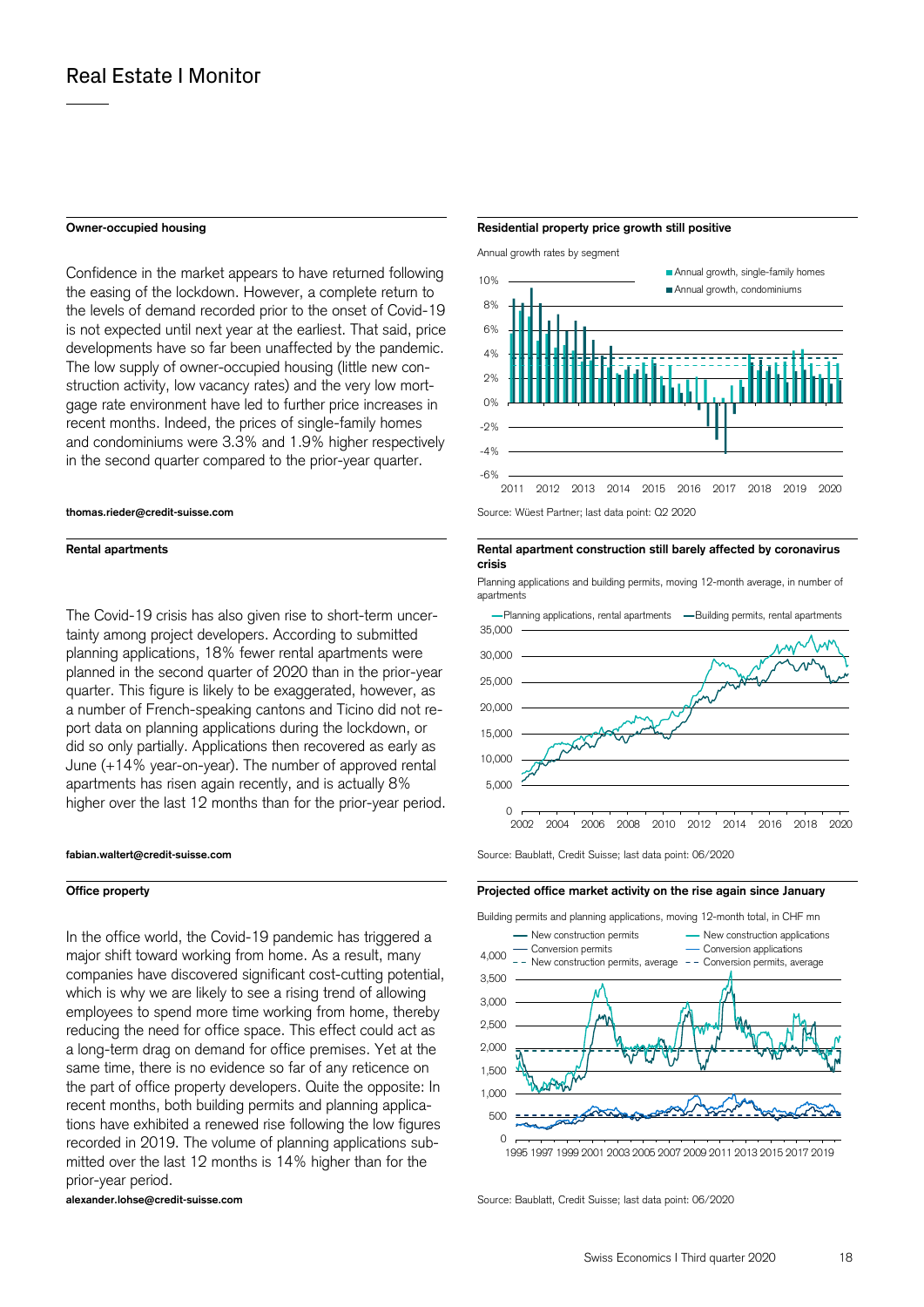## Owner-occupied housing

Confidence in the market appears to have returned following the easing of the lockdown. However, a complete return to the levels of demand recorded prior to the onset of Covid-19 is not expected until next year at the earliest. That said, price developments have so far been unaffected by the pandemic. The low supply of owner-occupied housing (little new construction activity, low vacancy rates) and the very low mortgage rate environment have led to further price increases in recent months. Indeed, the prices of single-family homes and condominiums were 3.3% and 1.9% higher respectively in the second quarter compared to the prior-year quarter.

**thomas.rieder@credit-suisse.com**

**Residential property price growth still positive**

Annual growth rates by segment

Source: Wüest Partner; last data point: Q2 2020

## Rental apartments

The Covid-19 crisis has also given rise to short-term uncertainty among project developers. According to submitted planning applications, 18% fewer rental apartments were planned in the second quarter of 2020 than in the prior-year quarter. This figure is likely to be exaggerated, however, as a number of French-speaking cantons and Ticino did not report data on planning applications during the lockdown, or did so only partially. Applications then recovered as early as June (+14% year-on-year). The number of approved rental apartments has risen again recently, and is actually 8% higher over the last 12 months than for the prior-year period.

**fabian.waltert@credit-suisse.com**

**Rental apartment construction still barely affected by coronavirus crisis**

Planning applications and building permits, moving 12-month average, in number of apartments

Source: Baublatt, Credit Suisse; last data point: 06/2020

## Office property

In the office world, the Covid-19 pandemic has triggered a major shift toward working from home. As a result, many companies have discovered significant cost-cutting potential, which is why we are likely to see a rising trend of allowing employees to spend more time working from home, thereby reducing the need for office space. This effect could act as a long-term drag on demand for office premises. Yet at the same time, there is no evidence so far of any reticence on the part of office property developers. Quite the opposite: In recent months, both building permits and planning applications have exhibited a renewed rise following the low figures recorded in 2019. The volume of planning applications submitted over the last 12 months is 14% higher than for the prior-year period.

**alexander.lohse@credit-suisse.com**

**Projected office market activity on the rise again since January**

Building permits and planning applications, moving 12-month total, in CHF mn

Source: Baublatt, Credit Suisse; last data point: 06/2020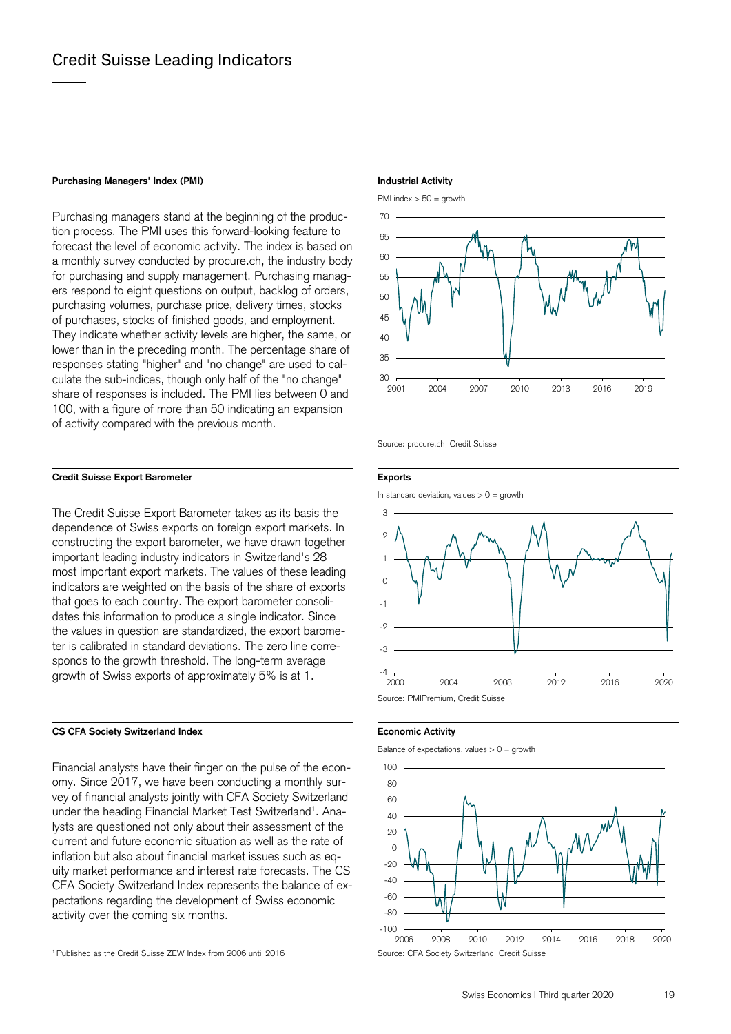# Credit Suisse Leading Indicators

### Purchasing Managers' Index (PMI)

Purchasing managers stand at the beginning of the production process. The PMI uses this forward-looking feature to forecast the level of economic activity. The index is based on a monthly survey conducted by procure.ch, the industry body for purchasing and supply management. Purchasing managers respond to eight questions on output, backlog of orders, purchasing volumes, purchase price, delivery times, stocks of purchases, stocks of finished goods, and employment. They indicate whether activity levels are higher, the same, or lower than in the preceding month. The percentage share of responses stating "higher" and "no change" are used to calculate the sub-indices, though only half of the "no change" share of responses is included. The PMI lies between 0 and 100, with a figure of more than 50 indicating an expansion of activity compared with the previous month.

**Industrial Activity**

PMI index > 50 = growth

Source: procure.ch, Credit Suisse

### Credit Suisse Export Barometer

The Credit Suisse Export Barometer takes as its basis the dependence of Swiss exports on foreign export markets. In constructing the export barometer, we have drawn together important leading industry indicators in Switzerland's 28 most important export markets. The values of these leading indicators are weighted on the basis of the share of exports that goes to each country. The export barometer consolidates this information to produce a single indicator. Since the values in question are standardized, the export barometer is calibrated in standard deviations. The zero line corresponds to the growth threshold. The long-term average growth of Swiss exports of approximately 5% is at 1.

**Exports**

In standard deviation, values > 0 = growth

Source: PMIPremium, Credit Suisse

### CS CFA Society Switzerland Index

Financial analysts have their finger on the pulse of the economy. Since 2017, we have been conducting a monthly survey of financial analysts jointly with CFA Society Switzerland under the heading Financial Market Test Switzerland[1]. Analysts are questioned not only about their assessment of the current and future economic situation as well as the rate of inflation but also about financial market issues such as equity market performance and interest rate forecasts. The CS CFA Society Switzerland Index represents the balance of expectations regarding the development of Swiss economic activity over the coming six months.

**Economic Activity**

Balance of expectations, values > 0 = growth

Source: CFA Society Switzerland, Credit Suisse

[1] Published as the Credit Suisse ZEW Index from 2006 until 2016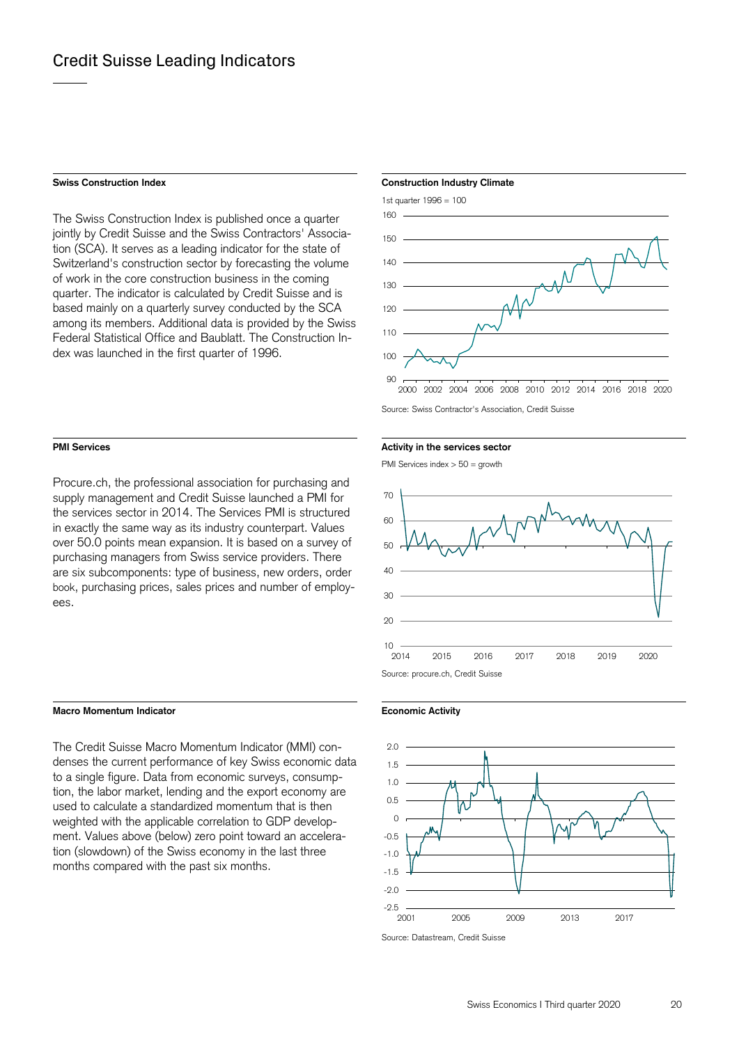# Credit Suisse Leading Indicators

### Swiss Construction Index

The Swiss Construction Index is published once a quarter jointly by Credit Suisse and the Swiss Contractors' Association (SCA). It serves as a leading indicator for the state of Switzerland's construction sector by forecasting the volume of work in the core construction business in the coming quarter. The indicator is calculated by Credit Suisse and is based mainly on a quarterly survey conducted by the SCA among its members. Additional data is provided by the Swiss Federal Statistical Office and Baublatt. The Construction Index was launched in the first quarter of 1996.

**Construction Industry Climate**

1st quarter 1996 = 100

Source: Swiss Contractor's Association, Credit Suisse

### PMI Services

Procure.ch, the professional association for purchasing and supply management and Credit Suisse launched a PMI for the services sector in 2014. The Services PMI is structured in exactly the same way as its industry counterpart. Values over 50.0 points mean expansion. It is based on a survey of purchasing managers from Swiss service providers. There are six subcomponents: type of business, new orders, order book, purchasing prices, sales prices and number of employees.

**Activity in the services sector**

PMI Services index > 50 = growth

Source: procure.ch, Credit Suisse

### Macro Momentum Indicator

The Credit Suisse Macro Momentum Indicator (MMI) condenses the current performance of key Swiss economic data to a single figure. Data from economic surveys, consumption, the labor market, lending and the export economy are used to calculate a standardized momentum that is then weighted with the applicable correlation to GDP development. Values above (below) zero point toward an acceleration (slowdown) of the Swiss economy in the last three months compared with the past six months.

**Economic Activity**

Source: Datastream, Credit Suisse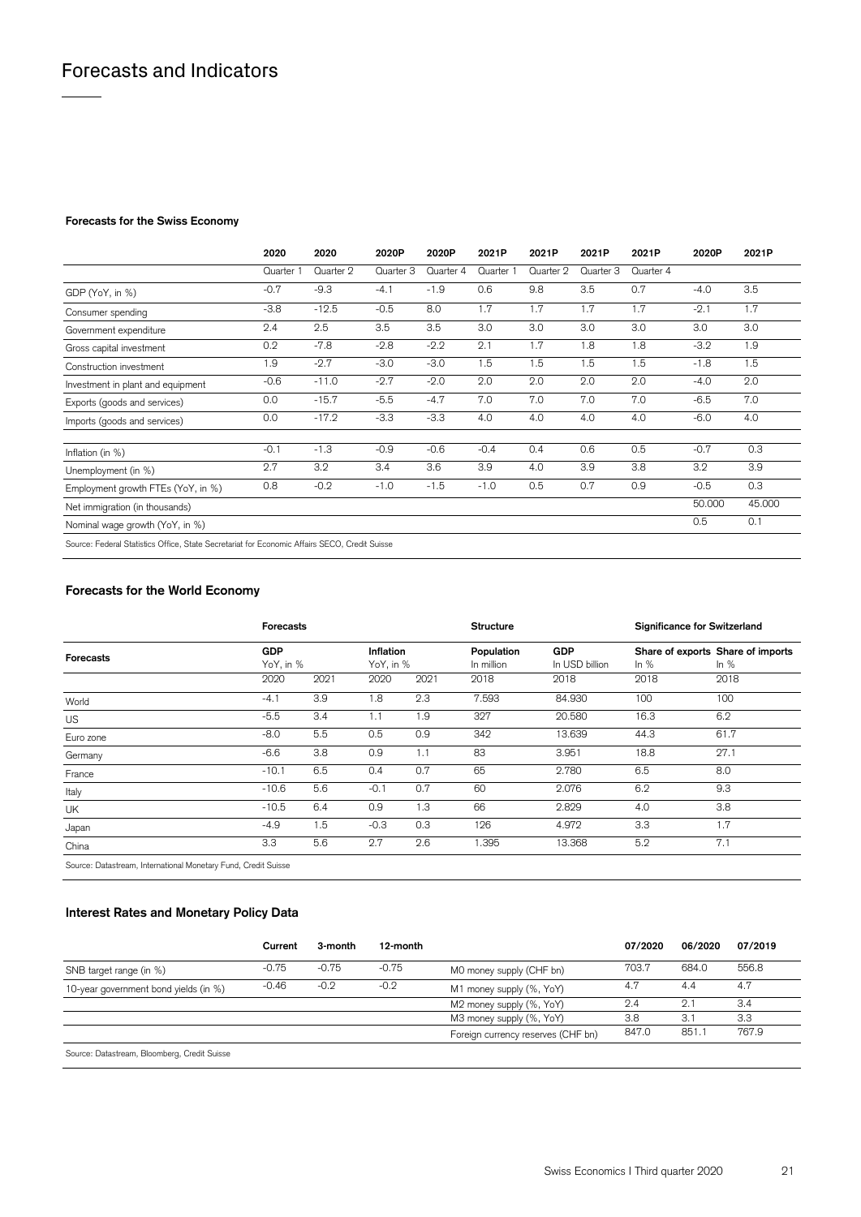# Forecasts and Indicators

### Forecasts for the Swiss Economy

| | 2020 | 2020 | 2020P | 2020P | 2021P | 2021P | 2021P | 2021P | 2020P | 2021P |
|---|---|---|---|---|---|---|---|---|---|---|
| | Quarter 1 | Quarter 2 | Quarter 3 | Quarter 4 | Quarter 1 | Quarter 2 | Quarter 3 | Quarter 4 | | |
| GDP (YoY, in %) | -0.7 | -9.3 | -4.1 | -1.9 | 0.6 | 9.8 | 3.5 | 0.7 | -4.0 | 3.5 |
| Consumer spending | -3.8 | -12.5 | -0.5 | 8.0 | 1.7 | 1.7 | 1.7 | 1.7 | -2.1 | 1.7 |
| Government expenditure | 2.4 | 2.5 | 3.5 | 3.5 | 3.0 | 3.0 | 3.0 | 3.0 | 3.0 | 3.0 |
| Gross capital investment | 0.2 | -7.8 | -2.8 | -2.2 | 2.1 | 1.7 | 1.8 | 1.8 | -3.2 | 1.9 |
| Construction investment | 1.9 | -2.7 | -3.0 | -3.0 | 1.5 | 1.5 | 1.5 | 1.5 | -1.8 | 1.5 |
| Investment in plant and equipment | -0.6 | -11.0 | -2.7 | -2.0 | 2.0 | 2.0 | 2.0 | 2.0 | -4.0 | 2.0 |
| Exports (goods and services) | 0.0 | -15.7 | -5.5 | -4.7 | 7.0 | 7.0 | 7.0 | 7.0 | -6.5 | 7.0 |
| Imports (goods and services) | 0.0 | -17.2 | -3.3 | -3.3 | 4.0 | 4.0 | 4.0 | 4.0 | -6.0 | 4.0 |
| Inflation (in %) | -0.1 | -1.3 | -0.9 | -0.6 | -0.4 | 0.4 | 0.6 | 0.5 | -0.7 | 0.3 |
| Unemployment (in %) | 2.7 | 3.2 | 3.4 | 3.6 | 3.9 | 4.0 | 3.9 | 3.8 | 3.2 | 3.9 |
| Employment growth FTEs (YoY, in %) | 0.8 | -0.2 | -1.0 | -1.5 | -1.0 | 0.5 | 0.7 | 0.9 | -0.5 | 0.3 |
| Net immigration (in thousands) | | | | | | | | | 50.000 | 45.000 |
| Nominal wage growth (YoY, in %) | | | | | | | | | 0.5 | 0.1 |

Source: Federal Statistics Office, State Secretariat for Economic Affairs SECO, Credit Suisse

### Forecasts for the World Economy

| | Forecasts | | | | Structure | | Significance for Switzerland | |
|---|---|---|---|---|---|---|---|---|
| **Forecasts** | GDP YoY, in % | | Inflation YoY, in % | | Population In million | GDP In USD billion | Share of exports In % | Share of imports In % |
| | 2020 | 2021 | 2020 | 2021 | 2018 | 2018 | 2018 | 2018 |
| World | -4.1 | 3.9 | 1.8 | 2.3 | 7.593 | 84.930 | 100 | 100 |
| US | -5.5 | 3.4 | 1.1 | 1.9 | 327 | 20.580 | 16.3 | 6.2 |
| Euro zone | -8.0 | 5.5 | 0.5 | 0.9 | 342 | 13.639 | 44.3 | 61.7 |
| Germany | -6.6 | 3.8 | 0.9 | 1.1 | 83 | 3.951 | 18.8 | 27.1 |
| France | -10.1 | 6.5 | 0.4 | 0.7 | 65 | 2.780 | 6.5 | 8.0 |
| Italy | -10.6 | 5.6 | -0.1 | 0.7 | 60 | 2.076 | 6.2 | 9.3 |
| UK | -10.5 | 6.4 | 0.9 | 1.3 | 66 | 2.829 | 4.0 | 3.8 |
| Japan | -4.9 | 1.5 | -0.3 | 0.3 | 126 | 4.972 | 3.3 | 1.7 |
| China | 3.3 | 5.6 | 2.7 | 2.6 | 1.395 | 13.368 | 5.2 | 7.1 |

Source: Datastream, International Monetary Fund, Credit Suisse

### Interest Rates and Monetary Policy Data

| | Current | 3-month | 12-month | | 07/2020 | 06/2020 | 07/2019 |
|---|---|---|---|---|---|---|---|
| SNB target range (in %) | -0.75 | -0.75 | -0.75 | M0 money supply (CHF bn) | 703.7 | 684.0 | 556.8 |
| 10-year government bond yields (in %) | -0.46 | -0.2 | -0.2 | M1 money supply (%, YoY) | 4.7 | 4.4 | 4.7 |
| | | | | M2 money supply (%, YoY) | 2.4 | 2.1 | 3.4 |
| | | | | M3 money supply (%, YoY) | 3.8 | 3.1 | 3.3 |
| | | | | Foreign currency reserves (CHF bn) | 847.0 | 851.1 | 767.9 |

Source: Datastream, Bloomberg, Credit Suisse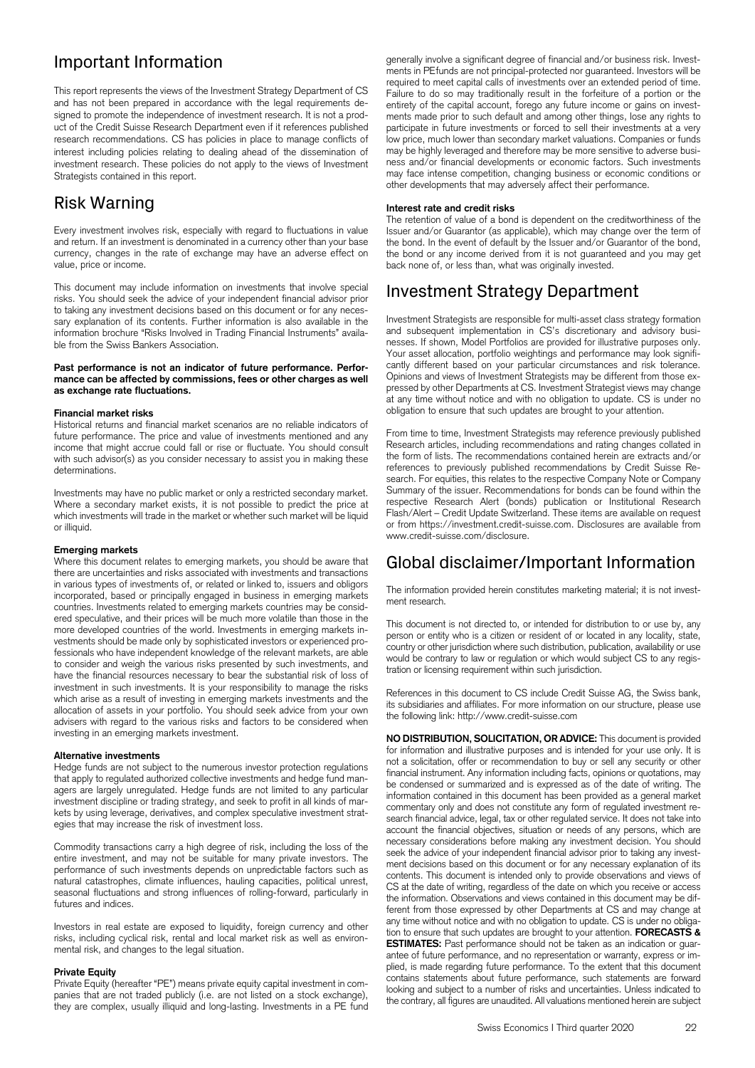# Important Information

This report represents the views of the Investment Strategy Department of CS and has not been prepared in accordance with the legal requirements designed to promote the independence of investment research. It is not a product of the Credit Suisse Research Department even if it references published research recommendations. CS has policies in place to manage conflicts of interest including policies relating to dealing ahead of the dissemination of investment research. These policies do not apply to the views of Investment Strategists contained in this report.

# Risk Warning

Every investment involves risk, especially with regard to fluctuations in value and return. If an investment is denominated in a currency other than your base currency, changes in the rate of exchange may have an adverse effect on value, price or income.

This document may include information on investments that involve special risks. You should seek the advice of your independent financial advisor prior to taking any investment decisions based on this document or for any necessary explanation of its contents. Further information is also available in the information brochure "Risks Involved in Trading Financial Instruments" available from the Swiss Bankers Association.

**Past performance is not an indicator of future performance. Performance can be affected by commissions, fees or other charges as well as exchange rate fluctuations.**

**Financial market risks**
Historical returns and financial market scenarios are no reliable indicators of future performance. The price and value of investments mentioned and any income that might accrue could fall or rise or fluctuate. You should consult with such advisor(s) as you consider necessary to assist you in making these determinations.

Investments may have no public market or only a restricted secondary market. Where a secondary market exists, it is not possible to predict the price at which investments will trade in the market or whether such market will be liquid or illiquid.

**Emerging markets**
Where this document relates to emerging markets, you should be aware that there are uncertainties and risks associated with investments and transactions in various types of investments of, or related or linked to, issuers and obligors incorporated, based or principally engaged in business in emerging markets countries. Investments related to emerging markets countries may be considered speculative, and their prices will be much more volatile than those in the more developed countries of the world. Investments in emerging markets investments should be made only by sophisticated investors or experienced professionals who have independent knowledge of the relevant markets, are able to consider and weigh the various risks presented by such investments, and have the financial resources necessary to bear the substantial risk of loss of investment in such investments. It is your responsibility to manage the risks which arise as a result of investing in emerging markets investments and the allocation of assets in your portfolio. You should seek advice from your own advisers with regard to the various risks and factors to be considered when investing in an emerging markets investment.

**Alternative investments**
Hedge funds are not subject to the numerous investor protection regulations that apply to regulated authorized collective investments and hedge fund managers are largely unregulated. Hedge funds are not limited to any particular investment discipline or trading strategy, and seek to profit in all kinds of markets by using leverage, derivatives, and complex speculative investment strategies that may increase the risk of investment loss.

Commodity transactions carry a high degree of risk, including the loss of the entire investment, and may not be suitable for many private investors. The performance of such investments depends on unpredictable factors such as natural catastrophes, climate influences, hauling capacities, political unrest, seasonal fluctuations and strong influences of rolling-forward, particularly in futures and indices.

Investors in real estate are exposed to liquidity, foreign currency and other risks, including cyclical risk, rental and local market risk as well as environmental risk, and changes to the legal situation.

**Private Equity**
Private Equity (hereafter "PE") means private equity capital investment in companies that are not traded publicly (i.e. are not listed on a stock exchange), they are complex, usually illiquid and long-lasting. Investments in a PE fund generally involve a significant degree of financial and/or business risk. Investments in PEfunds are not principal-protected nor guaranteed. Investors will be required to meet capital calls of investments over an extended period of time. Failure to do so may traditionally result in the forfeiture of a portion or the entirety of the capital account, forego any future income or gains on investments made prior to such default and among other things, lose any rights to participate in future investments or forced to sell their investments at a very low price, much lower than secondary market valuations. Companies or funds may be highly leveraged and therefore may be more sensitive to adverse business and/or financial developments or economic factors. Such investments may face intense competition, changing business or economic conditions or other developments that may adversely affect their performance.

**Interest rate and credit risks**
The retention of value of a bond is dependent on the creditworthiness of the Issuer and/or Guarantor (as applicable), which may change over the term of the bond. In the event of default by the Issuer and/or Guarantor of the bond, the bond or any income derived from it is not guaranteed and you may get back none of, or less than, what was originally invested.

# Investment Strategy Department

Investment Strategists are responsible for multi-asset class strategy formation and subsequent implementation in CS's discretionary and advisory businesses. If shown, Model Portfolios are provided for illustrative purposes only. Your asset allocation, portfolio weightings and performance may look significantly different based on your particular circumstances and risk tolerance. Opinions and views of Investment Strategists may be different from those expressed by other Departments at CS. Investment Strategist views may change at any time without notice and with no obligation to update. CS is under no obligation to ensure that such updates are brought to your attention.

From time to time, Investment Strategists may reference previously published Research articles, including recommendations and rating changes collated in the form of lists. The recommendations contained herein are extracts and/or references to previously published recommendations by Credit Suisse Research. For equities, this relates to the respective Company Note or Company Summary of the issuer. Recommendations for bonds can be found within the respective Research Alert (bonds) publication or Institutional Research Flash/Alert – Credit Update Switzerland. These items are available on request or from https://investment.credit-suisse.com. Disclosures are available from www.credit-suisse.com/disclosure.

# Global disclaimer/Important Information

The information provided herein constitutes marketing material; it is not investment research.

This document is not directed to, or intended for distribution to or use by, any person or entity who is a citizen or resident of or located in any locality, state, country or other jurisdiction where such distribution, publication, availability or use would be contrary to law or regulation or which would subject CS to any registration or licensing requirement within such jurisdiction.

References in this document to CS include Credit Suisse AG, the Swiss bank, its subsidiaries and affiliates. For more information on our structure, please use the following link: http://www.credit-suisse.com

**NO DISTRIBUTION, SOLICITATION, OR ADVICE:** This document is provided for information and illustrative purposes and is intended for your use only. It is not a solicitation, offer or recommendation to buy or sell any security or other financial instrument. Any information including facts, opinions or quotations, may be condensed or summarized and is expressed as of the date of writing. The information contained in this document has been provided as a general market commentary only and does not constitute any form of regulated investment research financial advice, legal, tax or other regulated service. It does not take into account the financial objectives, situation or needs of any persons, which are necessary considerations before making any investment decision. You should seek the advice of your independent financial advisor prior to taking any investment decisions based on this document or for any necessary explanation of its contents. This document is intended only to provide observations and views of CS at the date of writing, regardless of the date on which you receive or access the information. Observations and views contained in this document may be different from those expressed by other Departments at CS and may change at any time without notice and with no obligation to update. CS is under no obligation to ensure that such updates are brought to your attention. **FORECASTS & ESTIMATES:** Past performance should not be taken as an indication or guarantee of future performance, and no representation or warranty, express or implied, is made regarding future performance. To the extent that this document contains statements about future performance, such statements are forward looking and subject to a number of risks and uncertainties. Unless indicated to the contrary, all figures are unaudited. All valuations mentioned herein are subject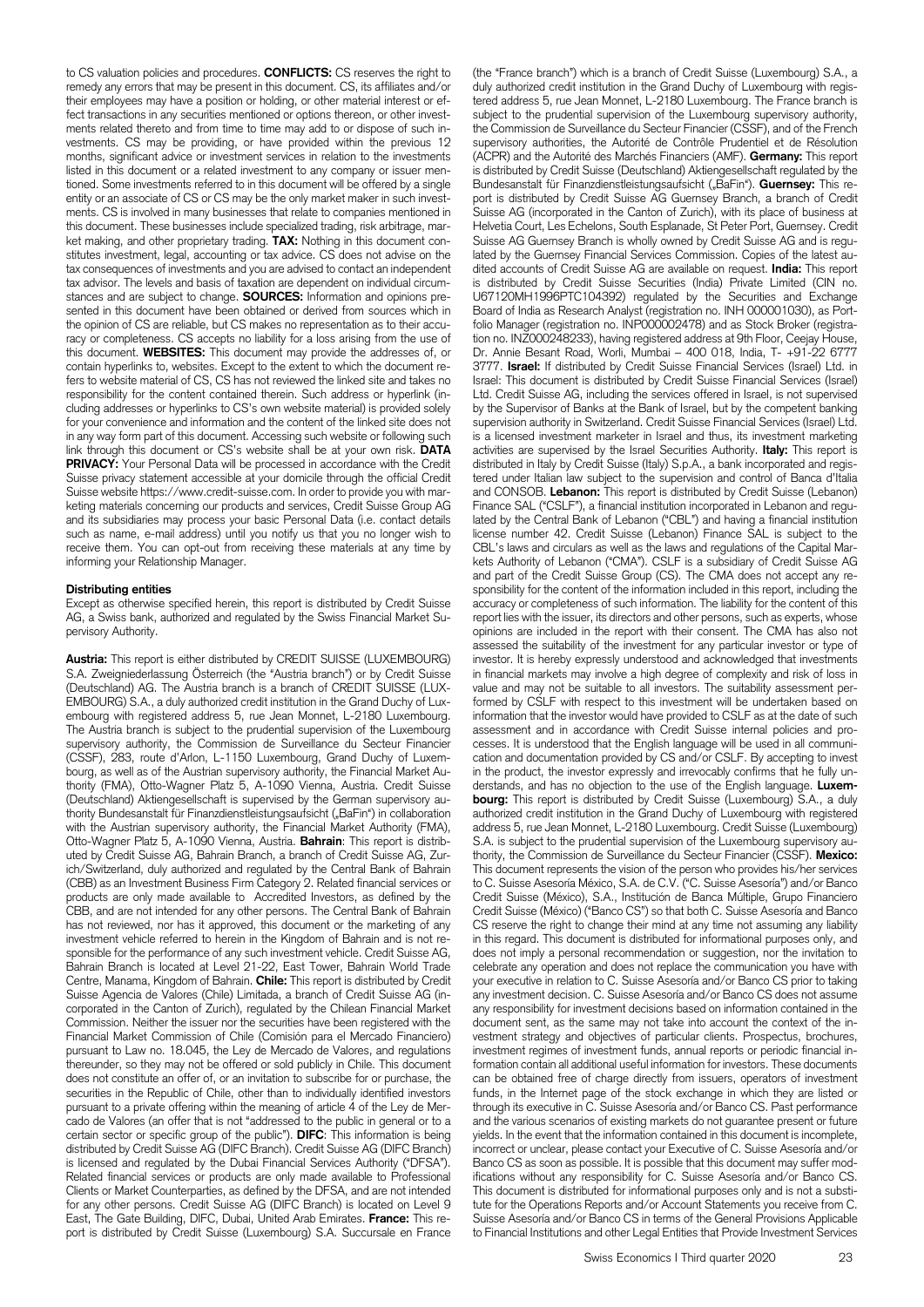to CS valuation policies and procedures. **CONFLICTS:** CS reserves the right to remedy any errors that may be present in this document. CS, its affiliates and/or their employees may have a position or holding, or other material interest or effect transactions in any securities mentioned or options thereon, or other investments related thereto and from time to time may add to or dispose of such investments. CS may be providing, or have provided within the previous 12 months, significant advice or investment services in relation to the investments listed in this document or a related investment to any company or issuer mentioned. Some investments referred to in this document will be offered by a single entity or an associate of CS or CS may be the only market maker in such investments. CS is involved in many businesses that relate to companies mentioned in this document. These businesses include specialized trading, risk arbitrage, market making, and other proprietary trading. **TAX:** Nothing in this document constitutes investment, legal, accounting or tax advice. CS does not advise on the tax consequences of investments and you are advised to contact an independent tax advisor. The levels and basis of taxation are dependent on individual circumstances and are subject to change. **SOURCES:** Information and opinions presented in this document have been obtained or derived from sources which in the opinion of CS are reliable, but CS makes no representation as to their accuracy or completeness. CS accepts no liability for a loss arising from the use of this document. **WEBSITES:** This document may provide the addresses of, or contain hyperlinks to, websites. Except to the extent to which the document refers to website material of CS, CS has not reviewed the linked site and takes no responsibility for the content contained therein. Such address or hyperlink (including addresses or hyperlinks to CS's own website material) is provided solely for your convenience and information and the content of the linked site does not in any way form part of this document. Accessing such website or following such link through this document or CS's website shall be at your own risk. **DATA PRIVACY:** Your Personal Data will be processed in accordance with the Credit Suisse privacy statement accessible at your domicile through the official Credit Suisse website https://www.credit-suisse.com. In order to provide you with marketing materials concerning our products and services, Credit Suisse Group AG and its subsidiaries may process your basic Personal Data (i.e. contact details such as name, e-mail address) until you notify us that you no longer wish to receive them. You can opt-out from receiving these materials at any time by informing your Relationship Manager.

#### Distributing entities

Except as otherwise specified herein, this report is distributed by Credit Suisse AG, a Swiss bank, authorized and regulated by the Swiss Financial Market Supervisory Authority.

**Austria:** This report is either distributed by CREDIT SUISSE (LUXEMBOURG) S.A. Zweigniederlassung Österreich (the "Austria branch") or by Credit Suisse (Deutschland) AG. The Austria branch is a branch of CREDIT SUISSE (LUXEMBOURG) S.A., a duly authorized credit institution in the Grand Duchy of Luxembourg with registered address 5, rue Jean Monnet, L-2180 Luxembourg. The Austria branch is subject to the prudential supervision of the Luxembourg supervisory authority, the Commission de Surveillance du Secteur Financier (CSSF), 283, route d'Arlon, L-1150 Luxembourg, Grand Duchy of Luxembourg, as well as of the Austrian supervisory authority, the Financial Market Authority (FMA), Otto-Wagner Platz 5, A-1090 Vienna, Austria. Credit Suisse (Deutschland) Aktiengesellschaft is supervised by the German supervisory authority Bundesanstalt für Finanzdienstleistungsaufsicht („BaFin") in collaboration with the Austrian supervisory authority, the Financial Market Authority (FMA), Otto-Wagner Platz 5, A-1090 Vienna, Austria. **Bahrain**: This report is distributed by Credit Suisse AG, Bahrain Branch, a branch of Credit Suisse AG, Zurich/Switzerland, duly authorized and regulated by the Central Bank of Bahrain (CBB) as an Investment Business Firm Category 2. Related financial services or products are only made available to Accredited Investors, as defined by the CBB, and are not intended for any other persons. The Central Bank of Bahrain has not reviewed, nor has it approved, this document or the marketing of any investment vehicle referred to herein in the Kingdom of Bahrain and is not responsible for the performance of any such investment vehicle. Credit Suisse AG, Bahrain Branch is located at Level 21-22, East Tower, Bahrain World Trade Centre, Manama, Kingdom of Bahrain. **Chile:** This report is distributed by Credit Suisse Agencia de Valores (Chile) Limitada, a branch of Credit Suisse AG (incorporated in the Canton of Zurich), regulated by the Chilean Financial Market Commission. Neither the issuer nor the securities have been registered with the Financial Market Commission of Chile (Comisión para el Mercado Financiero) pursuant to Law no. 18.045, the Ley de Mercado de Valores, and regulations thereunder, so they may not be offered or sold publicly in Chile. This document does not constitute an offer of, or an invitation to subscribe for or purchase, the securities in the Republic of Chile, other than to individually identified investors pursuant to a private offering within the meaning of article 4 of the Ley de Mercado de Valores (an offer that is not "addressed to the public in general or to a certain sector or specific group of the public"). **DIFC**: This information is being distributed by Credit Suisse AG (DIFC Branch). Credit Suisse AG (DIFC Branch) is licensed and regulated by the Dubai Financial Services Authority ("DFSA"). Related financial services or products are only made available to Professional Clients or Market Counterparties, as defined by the DFSA, and are not intended for any other persons. Credit Suisse AG (DIFC Branch) is located on Level 9 East, The Gate Building, DIFC, Dubai, United Arab Emirates. **France:** This report is distributed by Credit Suisse (Luxembourg) S.A. Succursale en France (the "France branch") which is a branch of Credit Suisse (Luxembourg) S.A., a duly authorized credit institution in the Grand Duchy of Luxembourg with registered address 5, rue Jean Monnet, L-2180 Luxembourg. The France branch is subject to the prudential supervision of the Luxembourg supervisory authority, the Commission de Surveillance du Secteur Financier (CSSF), and of the French supervisory authorities, the Autorité de Contrôle Prudentiel et de Résolution (ACPR) and the Autorité des Marchés Financiers (AMF). **Germany:** This report is distributed by Credit Suisse (Deutschland) Aktiengesellschaft regulated by the Bundesanstalt für Finanzdienstleistungsaufsicht („BaFin"). **Guernsey:** This report is distributed by Credit Suisse AG Guernsey Branch, a branch of Credit Suisse AG (incorporated in the Canton of Zurich), with its place of business at Helvetia Court, Les Echelons, South Esplanade, St Peter Port, Guernsey. Credit Suisse AG Guernsey Branch is wholly owned by Credit Suisse AG and is regulated by the Guernsey Financial Services Commission. Copies of the latest audited accounts of Credit Suisse AG are available on request. **India:** This report is distributed by Credit Suisse Securities (India) Private Limited (CIN no. U67120MH1996PTC104392) regulated by the Securities and Exchange Board of India as Research Analyst (registration no. INH 000001030), as Portfolio Manager (registration no. INP000002478) and as Stock Broker (registration no. INZ000248233), having registered address at 9th Floor, Ceejay House, Dr. Annie Besant Road, Worli, Mumbai – 400 018, India, T- +91-22 6777 3777. **Israel:** If distributed by Credit Suisse Financial Services (Israel) Ltd. in Israel: This document is distributed by Credit Suisse Financial Services (Israel) Ltd. Credit Suisse AG, including the services offered in Israel, is not supervised by the Supervisor of Banks at the Bank of Israel, but by the competent banking supervision authority in Switzerland. Credit Suisse Financial Services (Israel) Ltd. is a licensed investment marketer in Israel and thus, its investment marketing activities are supervised by the Israel Securities Authority. **Italy:** This report is distributed in Italy by Credit Suisse (Italy) S.p.A., a bank incorporated and registered under Italian law subject to the supervision and control of Banca d'Italia and CONSOB. **Lebanon:** This report is distributed by Credit Suisse (Lebanon) Finance SAL ("CSLF"), a financial institution incorporated in Lebanon and regulated by the Central Bank of Lebanon ("CBL") and having a financial institution license number 42. Credit Suisse (Lebanon) Finance SAL is subject to the CBL's laws and circulars as well as the laws and regulations of the Capital Markets Authority of Lebanon ("CMA"). CSLF is a subsidiary of Credit Suisse AG and part of the Credit Suisse Group (CS). The CMA does not accept any responsibility for the content of the information included in this report, including the accuracy or completeness of such information. The liability for the content of this report lies with the issuer, its directors and other persons, such as experts, whose opinions are included in the report with their consent. The CMA has also not assessed the suitability of the investment for any particular investor or type of investor. It is hereby expressly understood and acknowledged that investments in financial markets may involve a high degree of complexity and risk of loss in value and may not be suitable to all investors. The suitability assessment performed by CSLF with respect to this investment will be undertaken based on information that the investor would have provided to CSLF as at the date of such assessment and in accordance with Credit Suisse internal policies and processes. It is understood that the English language will be used in all communication and documentation provided by CS and/or CSLF. By accepting to invest in the product, the investor expressly and irrevocably confirms that he fully understands, and has no objection to the use of the English language. **Luxembourg:** This report is distributed by Credit Suisse (Luxembourg) S.A., a duly authorized credit institution in the Grand Duchy of Luxembourg with registered address 5, rue Jean Monnet, L-2180 Luxembourg. Credit Suisse (Luxembourg) S.A. is subject to the prudential supervision of the Luxembourg supervisory authority, the Commission de Surveillance du Secteur Financier (CSSF). **Mexico:** This document represents the vision of the person who provides his/her services to C. Suisse Asesoría México, S.A. de C.V. ("C. Suisse Asesoría") and/or Banco Credit Suisse (México), S.A., Institución de Banca Múltiple, Grupo Financiero Credit Suisse (México) ("Banco CS") so that both C. Suisse Asesoría and Banco CS reserve the right to change their mind at any time not assuming any liability in this regard. This document is distributed for informational purposes only, and does not imply a personal recommendation or suggestion, nor the invitation to celebrate any operation and does not replace the communication you have with your executive in relation to C. Suisse Asesoría and/or Banco CS prior to taking any investment decision. C. Suisse Asesoría and/or Banco CS does not assume any responsibility for investment decisions based on information contained in the document sent, as the same may not take into account the context of the investment strategy and objectives of particular clients. Prospectus, brochures, investment regimes of investment funds, annual reports or periodic financial information contain all additional useful information for investors. These documents can be obtained free of charge directly from issuers, operators of investment funds, in the Internet page of the stock exchange in which they are listed or through its executive in C. Suisse Asesoría and/or Banco CS. Past performance and the various scenarios of existing markets do not guarantee present or future yields. In the event that the information contained in this document is incomplete, incorrect or unclear, please contact your Executive of C. Suisse Asesoría and/or Banco CS as soon as possible. It is possible that this document may suffer modifications without any responsibility for C. Suisse Asesoría and/or Banco CS. This document is distributed for informational purposes only and is not a substitute for the Operations Reports and/or Account Statements you receive from C. Suisse Asesoría and/or Banco CS in terms of the General Provisions Applicable to Financial Institutions and other Legal Entities that Provide Investment Services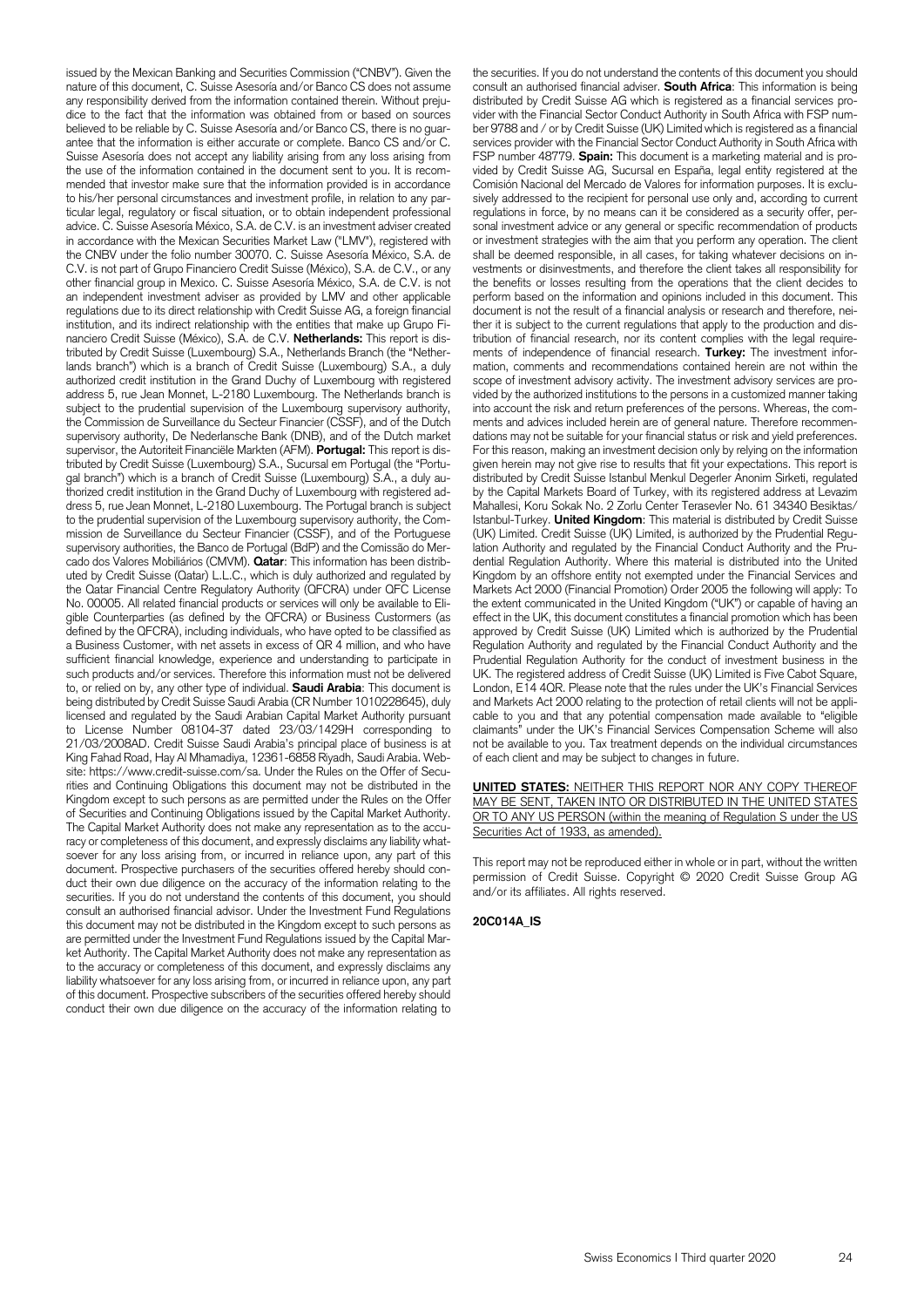issued by the Mexican Banking and Securities Commission ("CNBV"). Given the nature of this document, C. Suisse Asesoría and/or Banco CS does not assume any responsibility derived from the information contained therein. Without prejudice to the fact that the information was obtained from or based on sources believed to be reliable by C. Suisse Asesoría and/or Banco CS, there is no guarantee that the information is either accurate or complete. Banco CS and/or C. Suisse Asesoría does not accept any liability arising from any loss arising from the use of the information contained in the document sent to you. It is recommended that investor make sure that the information provided is in accordance to his/her personal circumstances and investment profile, in relation to any particular legal, regulatory or fiscal situation, or to obtain independent professional advice. C. Suisse Asesoría México, S.A. de C.V. is an investment adviser created in accordance with the Mexican Securities Market Law ("LMV"), registered with the CNBV under the folio number 30070. C. Suisse Asesoría México, S.A. de C.V. is not part of Grupo Financiero Credit Suisse (México), S.A. de C.V., or any other financial group in Mexico. C. Suisse Asesoría México, S.A. de C.V. is not an independent investment adviser as provided by LMV and other applicable regulations due to its direct relationship with Credit Suisse AG, a foreign financial institution, and its indirect relationship with the entities that make up Grupo Financiero Credit Suisse (México), S.A. de C.V. **Netherlands:** This report is distributed by Credit Suisse (Luxembourg) S.A., Netherlands Branch (the "Netherlands branch") which is a branch of Credit Suisse (Luxembourg) S.A., a duly authorized credit institution in the Grand Duchy of Luxembourg with registered address 5, rue Jean Monnet, L-2180 Luxembourg. The Netherlands branch is subject to the prudential supervision of the Luxembourg supervisory authority, the Commission de Surveillance du Secteur Financier (CSSF), and of the Dutch supervisory authority, De Nederlansche Bank (DNB), and of the Dutch market supervisor, the Autoriteit Financiële Markten (AFM). **Portugal:** This report is distributed by Credit Suisse (Luxembourg) S.A., Sucursal em Portugal (the "Portugal branch") which is a branch of Credit Suisse (Luxembourg) S.A., a duly authorized credit institution in the Grand Duchy of Luxembourg with registered address 5, rue Jean Monnet, L-2180 Luxembourg. The Portugal branch is subject to the prudential supervision of the Luxembourg supervisory authority, the Commission de Surveillance du Secteur Financier (CSSF), and of the Portuguese supervisory authorities, the Banco de Portugal (BdP) and the Comissão do Mercado dos Valores Mobiliários (CMVM). **Qatar**: This information has been distributed by Credit Suisse (Qatar) L.L.C., which is duly authorized and regulated by the Qatar Financial Centre Regulatory Authority (QFCRA) under QFC License No. 00005. All related financial products or services will only be available to Eligible Counterparties (as defined by the QFCRA) or Business Costumers (as defined by the QFCRA), including individuals, who have opted to be classified as a Business Customer, with net assets in excess of QR 4 million, and who have sufficient financial knowledge, experience and understanding to participate in such products and/or services. Therefore this information must not be delivered to, or relied on by, any other type of individual. **Saudi Arabia**: This document is being distributed by Credit Suisse Saudi Arabia (CR Number 1010228645), duly licensed and regulated by the Saudi Arabian Capital Market Authority pursuant to License Number 08104-37 dated 23/03/1429H corresponding to 21/03/2008AD. Credit Suisse Saudi Arabia's principal place of business is at King Fahad Road, Hay Al Mhamadiya, 12361-6858 Riyadh, Saudi Arabia. Website: https://www.credit-suisse.com/sa. Under the Rules on the Offer of Securities and Continuing Obligations this document may not be distributed in the Kingdom except to such persons as are permitted under the Rules on the Offer of Securities and Continuing Obligations issued by the Capital Market Authority. The Capital Market Authority does not make any representation as to the accuracy or completeness of this document, and expressly disclaims any liability whatsoever for any loss arising from, or incurred in reliance upon, any part of this document. Prospective purchasers of the securities offered hereby should conduct their own due diligence on the accuracy of the information relating to the securities. If you do not understand the contents of this document, you should consult an authorised financial advisor. Under the Investment Fund Regulations this document may not be distributed in the Kingdom except to such persons as are permitted under the Investment Fund Regulations issued by the Capital Market Authority. The Capital Market Authority does not make any representation as to the accuracy or completeness of this document, and expressly disclaims any liability whatsoever for any loss arising from, or incurred in reliance upon, any part of this document. Prospective subscribers of the securities offered hereby should conduct their own due diligence on the accuracy of the information relating to the securities. If you do not understand the contents of this document you should consult an authorised financial adviser. **South Africa**: This information is being distributed by Credit Suisse AG which is registered as a financial services provider with the Financial Sector Conduct Authority in South Africa with FSP number 9788 and / or by Credit Suisse (UK) Limited which is registered as a financial services provider with the Financial Sector Conduct Authority in South Africa with FSP number 48779. **Spain:** This document is a marketing material and is provided by Credit Suisse AG, Sucursal en España, legal entity registered at the Comisión Nacional del Mercado de Valores for information purposes. It is exclusively addressed to the recipient for personal use only and, according to current regulations in force, by no means can it be considered as a security offer, personal investment advice or any general or specific recommendation of products or investment strategies with the aim that you perform any operation. The client shall be deemed responsible, in all cases, for taking whatever decisions on investments or disinvestments, and therefore the client takes all responsibility for the benefits or losses resulting from the operations that the client decides to perform based on the information and opinions included in this document. This document is not the result of a financial analysis or research and therefore, neither it is subject to the current regulations that apply to the production and distribution of financial research, nor its content complies with the legal requirements of independence of financial research. **Turkey:** The investment information, comments and recommendations contained herein are not within the scope of investment advisory activity. The investment advisory services are provided by the authorized institutions to the persons in a customized manner taking into account the risk and return preferences of the persons. Whereas, the comments and advices included herein are of general nature. Therefore recommendations may not be suitable for your financial status or risk and yield preferences. For this reason, making an investment decision only by relying on the information given herein may not give rise to results that fit your expectations. This report is distributed by Credit Suisse Istanbul Menkul Degerler Anonim Sirketi, regulated by the Capital Markets Board of Turkey, with its registered address at Levazim Mahallesi, Koru Sokak No. 2 Zorlu Center Terasevler No. 61 34340 Besiktas/ Istanbul-Turkey. **United Kingdom**: This material is distributed by Credit Suisse (UK) Limited. Credit Suisse (UK) Limited, is authorized by the Prudential Regulation Authority and regulated by the Financial Conduct Authority and the Prudential Regulation Authority. Where this material is distributed into the United Kingdom by an offshore entity not exempted under the Financial Services and Markets Act 2000 (Financial Promotion) Order 2005 the following will apply: To the extent communicated in the United Kingdom ("UK") or capable of having an effect in the UK, this document constitutes a financial promotion which has been approved by Credit Suisse (UK) Limited which is authorized by the Prudential Regulation Authority and regulated by the Financial Conduct Authority and the Prudential Regulation Authority for the conduct of investment business in the UK. The registered address of Credit Suisse (UK) Limited is Five Cabot Square, London, E14 4QR. Please note that the rules under the UK's Financial Services and Markets Act 2000 relating to the protection of retail clients will not be applicable to you and that any potential compensation made available to "eligible claimants" under the UK's Financial Services Compensation Scheme will also not be available to you. Tax treatment depends on the individual circumstances of each client and may be subject to changes in future.

**UNITED STATES:** NEITHER THIS REPORT NOR ANY COPY THEREOF MAY BE SENT, TAKEN INTO OR DISTRIBUTED IN THE UNITED STATES OR TO ANY US PERSON (within the meaning of Regulation S under the US Securities Act of 1933, as amended).

This report may not be reproduced either in whole or in part, without the written permission of Credit Suisse. Copyright © 2020 Credit Suisse Group AG and/or its affiliates. All rights reserved.

**20C014A_IS**